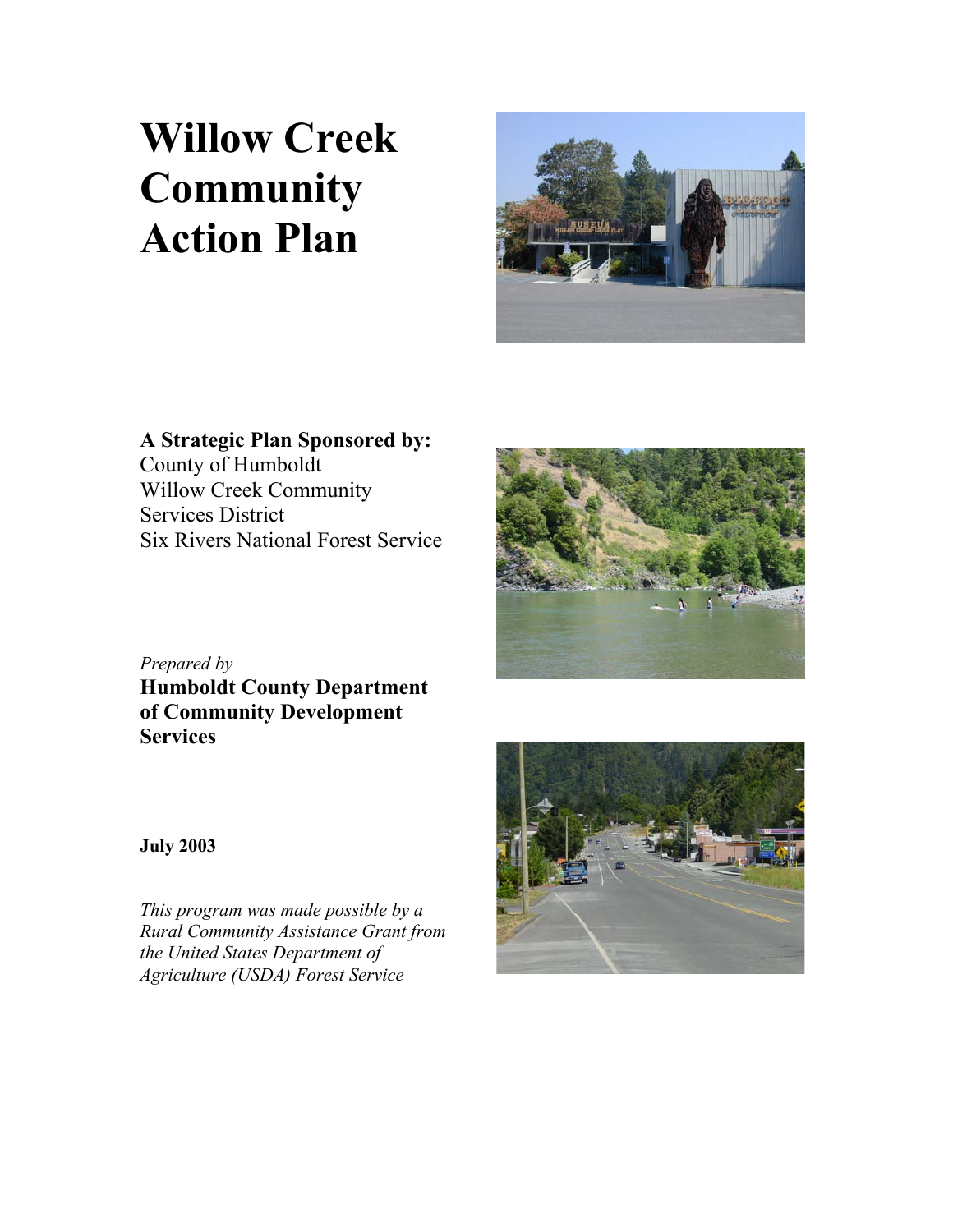# Willow Creek Community Action Plan

**A Strategic Plan Sponsored by:**
County of Humboldt
Willow Creek Community Services District
Six Rivers National Forest Service

*Prepared by*
**Humboldt County Department of Community Development Services**

**July 2003**

*This program was made possible by a Rural Community Assistance Grant from the United States Department of Agriculture (USDA) Forest Service*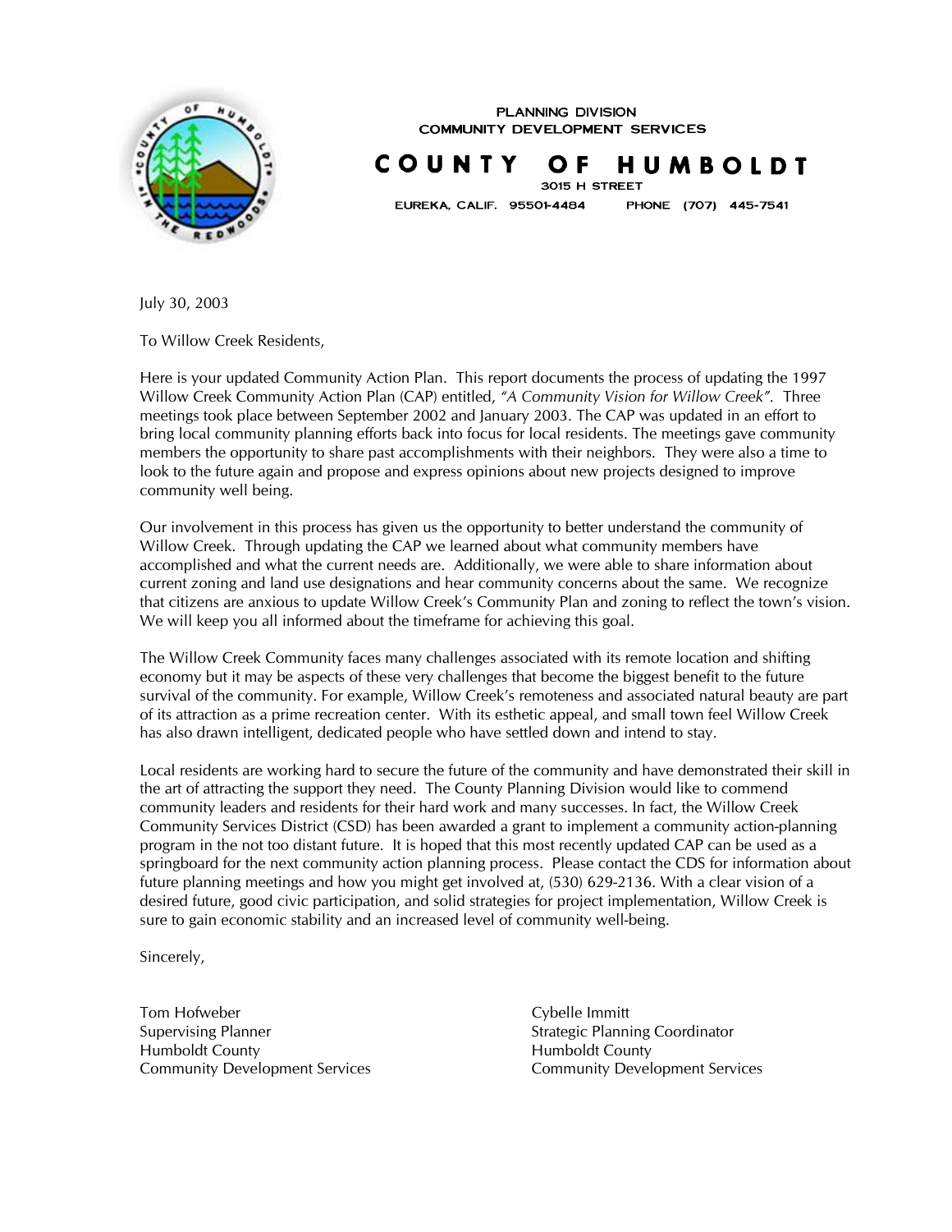PLANNING DIVISION
COMMUNITY DEVELOPMENT SERVICES

# COUNTY OF HUMBOLDT

3015 H STREET
EUREKA, CALIF. 95501-4484 PHONE (707) 445-7541

July 30, 2003

To Willow Creek Residents,

Here is your updated Community Action Plan. This report documents the process of updating the 1997 Willow Creek Community Action Plan (CAP) entitled, *"A Community Vision for Willow Creek"*. Three meetings took place between September 2002 and January 2003. The CAP was updated in an effort to bring local community planning efforts back into focus for local residents. The meetings gave community members the opportunity to share past accomplishments with their neighbors. They were also a time to look to the future again and propose and express opinions about new projects designed to improve community well being.

Our involvement in this process has given us the opportunity to better understand the community of Willow Creek. Through updating the CAP we learned about what community members have accomplished and what the current needs are. Additionally, we were able to share information about current zoning and land use designations and hear community concerns about the same. We recognize that citizens are anxious to update Willow Creek's Community Plan and zoning to reflect the town's vision. We will keep you all informed about the timeframe for achieving this goal.

The Willow Creek Community faces many challenges associated with its remote location and shifting economy but it may be aspects of these very challenges that become the biggest benefit to the future survival of the community. For example, Willow Creek's remoteness and associated natural beauty are part of its attraction as a prime recreation center. With its esthetic appeal, and small town feel Willow Creek has also drawn intelligent, dedicated people who have settled down and intend to stay.

Local residents are working hard to secure the future of the community and have demonstrated their skill in the art of attracting the support they need. The County Planning Division would like to commend community leaders and residents for their hard work and many successes. In fact, the Willow Creek Community Services District (CSD) has been awarded a grant to implement a community action-planning program in the not too distant future. It is hoped that this most recently updated CAP can be used as a springboard for the next community action planning process. Please contact the CDS for information about future planning meetings and how you might get involved at, (530) 629-2136. With a clear vision of a desired future, good civic participation, and solid strategies for project implementation, Willow Creek is sure to gain economic stability and an increased level of community well-being.

Sincerely,

Tom Hofweber
Supervising Planner
Humboldt County
Community Development Services

Cybelle Immitt
Strategic Planning Coordinator
Humboldt County
Community Development Services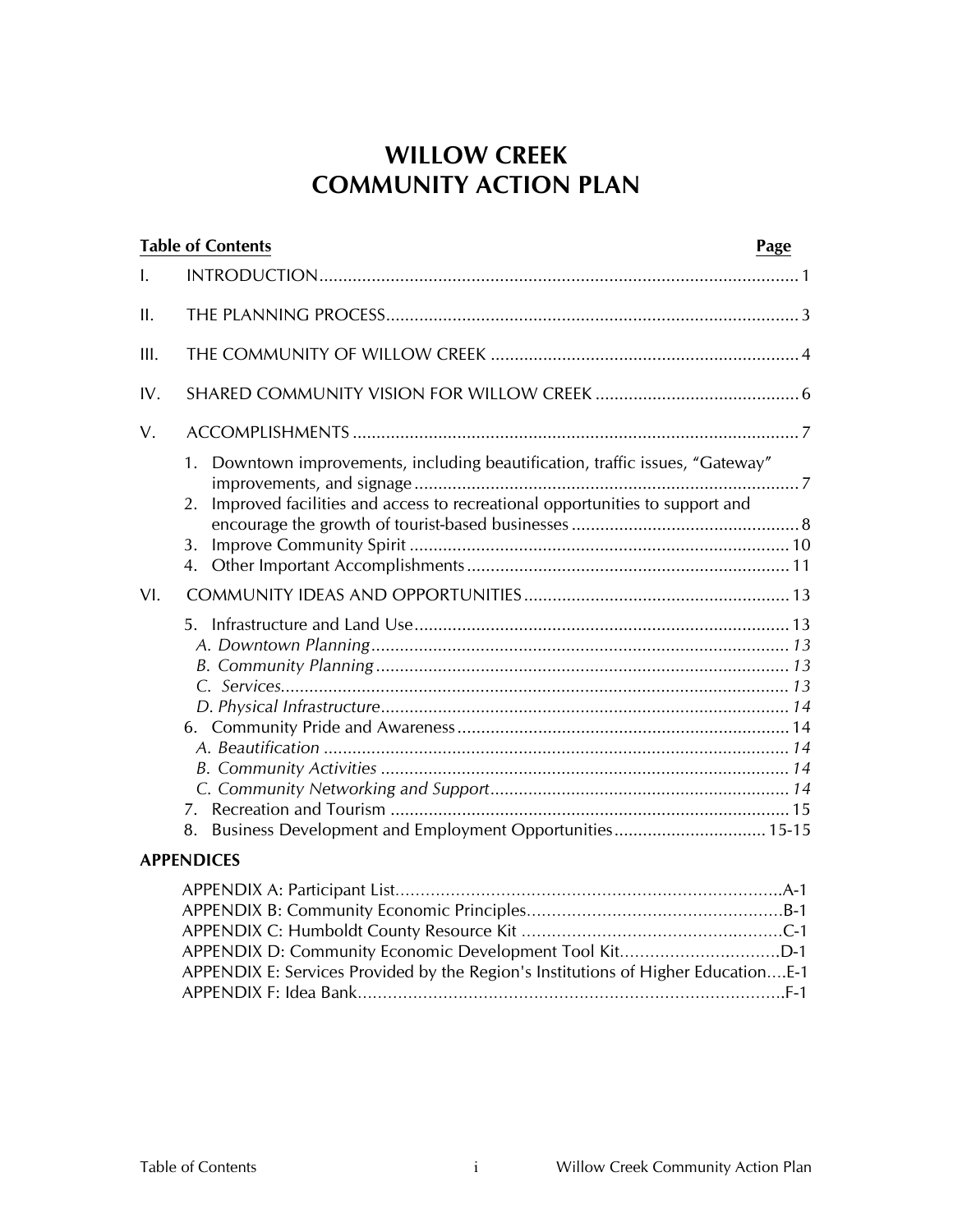# WILLOW CREEK
# COMMUNITY ACTION PLAN

| Table of Contents | | Page |
|---|---|---|
| I. | INTRODUCTION | 1 |
| II. | THE PLANNING PROCESS | 3 |
| III. | THE COMMUNITY OF WILLOW CREEK | 4 |
| IV. | SHARED COMMUNITY VISION FOR WILLOW CREEK | 6 |
| V. | ACCOMPLISHMENTS | 7 |
| | 1. Downtown improvements, including beautification, traffic issues, "Gateway" improvements, and signage | 7 |
| | 2. Improved facilities and access to recreational opportunities to support and encourage the growth of tourist-based businesses | 8 |
| | 3. Improve Community Spirit | 10 |
| | 4. Other Important Accomplishments | 11 |
| VI. | COMMUNITY IDEAS AND OPPORTUNITIES | 13 |
| | 5. Infrastructure and Land Use | 13 |
| | *A. Downtown Planning* | *13* |
| | *B. Community Planning* | *13* |
| | *C. Services* | *13* |
| | *D. Physical Infrastructure* | *14* |
| | 6. Community Pride and Awareness | 14 |
| | *A. Beautification* | *14* |
| | *B. Community Activities* | *14* |
| | *C. Community Networking and Support* | *14* |
| | 7. Recreation and Tourism | 15 |
| | 8. Business Development and Employment Opportunities | 15-15 |

**APPENDICES**

| | |
|---|---|
| APPENDIX A: Participant List | A-1 |
| APPENDIX B: Community Economic Principles | B-1 |
| APPENDIX C: Humboldt County Resource Kit | C-1 |
| APPENDIX D: Community Economic Development Tool Kit | D-1 |
| APPENDIX E: Services Provided by the Region's Institutions of Higher Education | E-1 |
| APPENDIX F: Idea Bank | F-1 |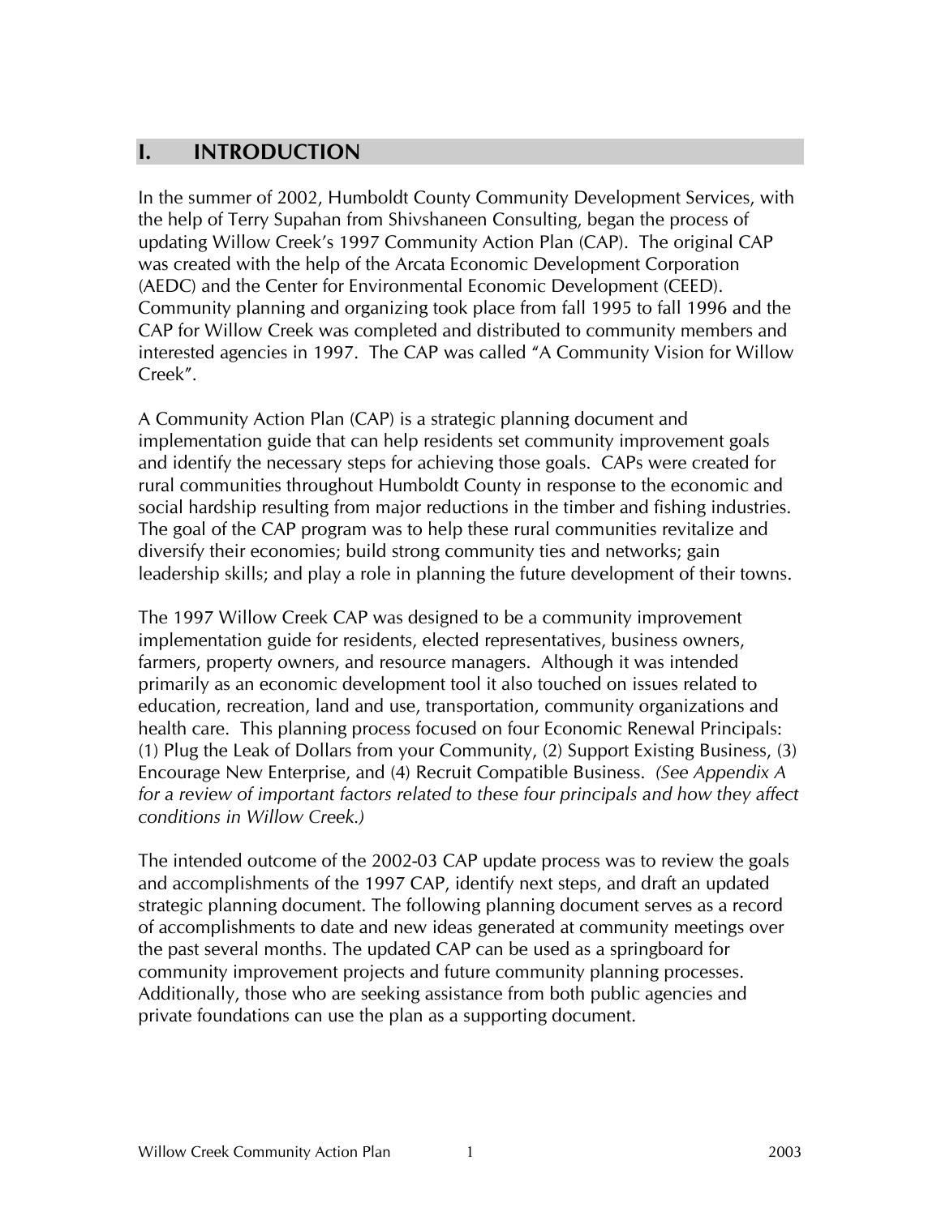# I. INTRODUCTION

In the summer of 2002, Humboldt County Community Development Services, with the help of Terry Supahan from Shivshaneen Consulting, began the process of updating Willow Creek's 1997 Community Action Plan (CAP). The original CAP was created with the help of the Arcata Economic Development Corporation (AEDC) and the Center for Environmental Economic Development (CEED). Community planning and organizing took place from fall 1995 to fall 1996 and the CAP for Willow Creek was completed and distributed to community members and interested agencies in 1997. The CAP was called "A Community Vision for Willow Creek".

A Community Action Plan (CAP) is a strategic planning document and implementation guide that can help residents set community improvement goals and identify the necessary steps for achieving those goals. CAPs were created for rural communities throughout Humboldt County in response to the economic and social hardship resulting from major reductions in the timber and fishing industries. The goal of the CAP program was to help these rural communities revitalize and diversify their economies; build strong community ties and networks; gain leadership skills; and play a role in planning the future development of their towns.

The 1997 Willow Creek CAP was designed to be a community improvement implementation guide for residents, elected representatives, business owners, farmers, property owners, and resource managers. Although it was intended primarily as an economic development tool it also touched on issues related to education, recreation, land and use, transportation, community organizations and health care. This planning process focused on four Economic Renewal Principals: (1) Plug the Leak of Dollars from your Community, (2) Support Existing Business, (3) Encourage New Enterprise, and (4) Recruit Compatible Business. *(See Appendix A for a review of important factors related to these four principals and how they affect conditions in Willow Creek.)*

The intended outcome of the 2002-03 CAP update process was to review the goals and accomplishments of the 1997 CAP, identify next steps, and draft an updated strategic planning document. The following planning document serves as a record of accomplishments to date and new ideas generated at community meetings over the past several months. The updated CAP can be used as a springboard for community improvement projects and future community planning processes. Additionally, those who are seeking assistance from both public agencies and private foundations can use the plan as a supporting document.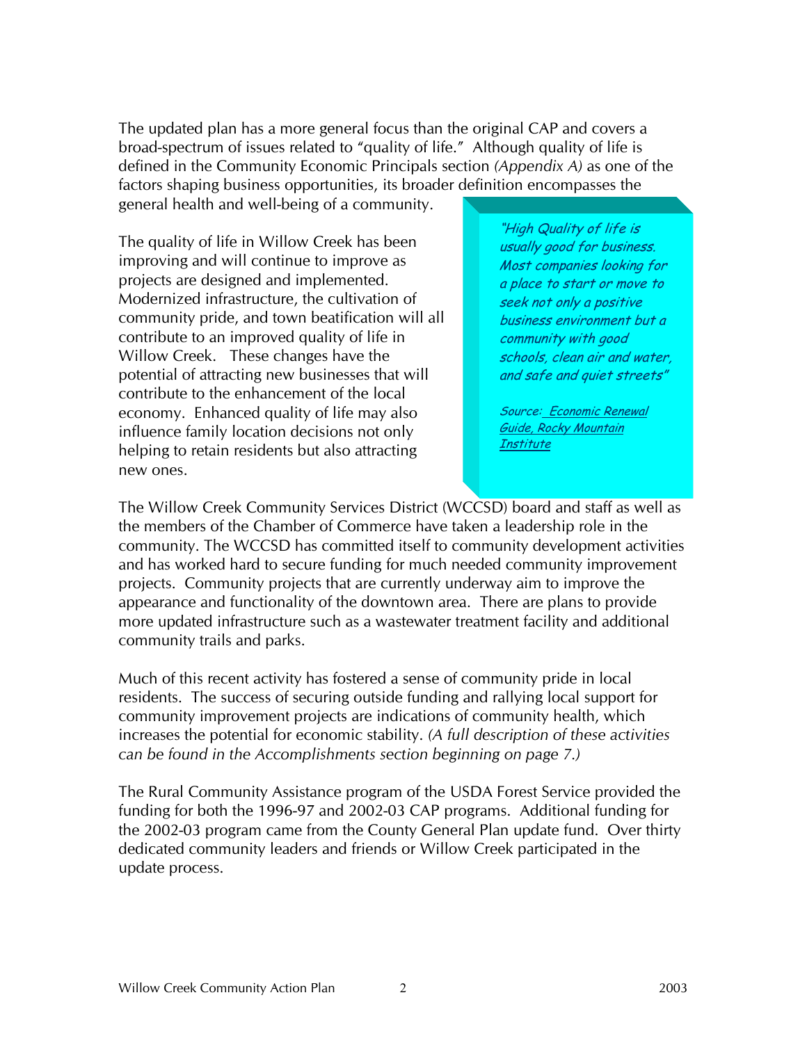The updated plan has a more general focus than the original CAP and covers a broad-spectrum of issues related to "quality of life." Although quality of life is defined in the Community Economic Principals section *(Appendix A)* as one of the factors shaping business opportunities, its broader definition encompasses the general health and well-being of a community.

The quality of life in Willow Creek has been improving and will continue to improve as projects are designed and implemented. Modernized infrastructure, the cultivation of community pride, and town beatification will all contribute to an improved quality of life in Willow Creek. These changes have the potential of attracting new businesses that will contribute to the enhancement of the local economy. Enhanced quality of life may also influence family location decisions not only helping to retain residents but also attracting new ones.

> *"High Quality of life is usually good for business. Most companies looking for a place to start or move to seek not only a positive business environment but a community with good schools, clean air and water, and safe and quiet streets"*
>
> *Source: Economic Renewal Guide, Rocky Mountain Institute*

The Willow Creek Community Services District (WCCSD) board and staff as well as the members of the Chamber of Commerce have taken a leadership role in the community. The WCCSD has committed itself to community development activities and has worked hard to secure funding for much needed community improvement projects. Community projects that are currently underway aim to improve the appearance and functionality of the downtown area. There are plans to provide more updated infrastructure such as a wastewater treatment facility and additional community trails and parks.

Much of this recent activity has fostered a sense of community pride in local residents. The success of securing outside funding and rallying local support for community improvement projects are indications of community health, which increases the potential for economic stability. *(A full description of these activities can be found in the Accomplishments section beginning on page 7.)*

The Rural Community Assistance program of the USDA Forest Service provided the funding for both the 1996-97 and 2002-03 CAP programs. Additional funding for the 2002-03 program came from the County General Plan update fund. Over thirty dedicated community leaders and friends or Willow Creek participated in the update process.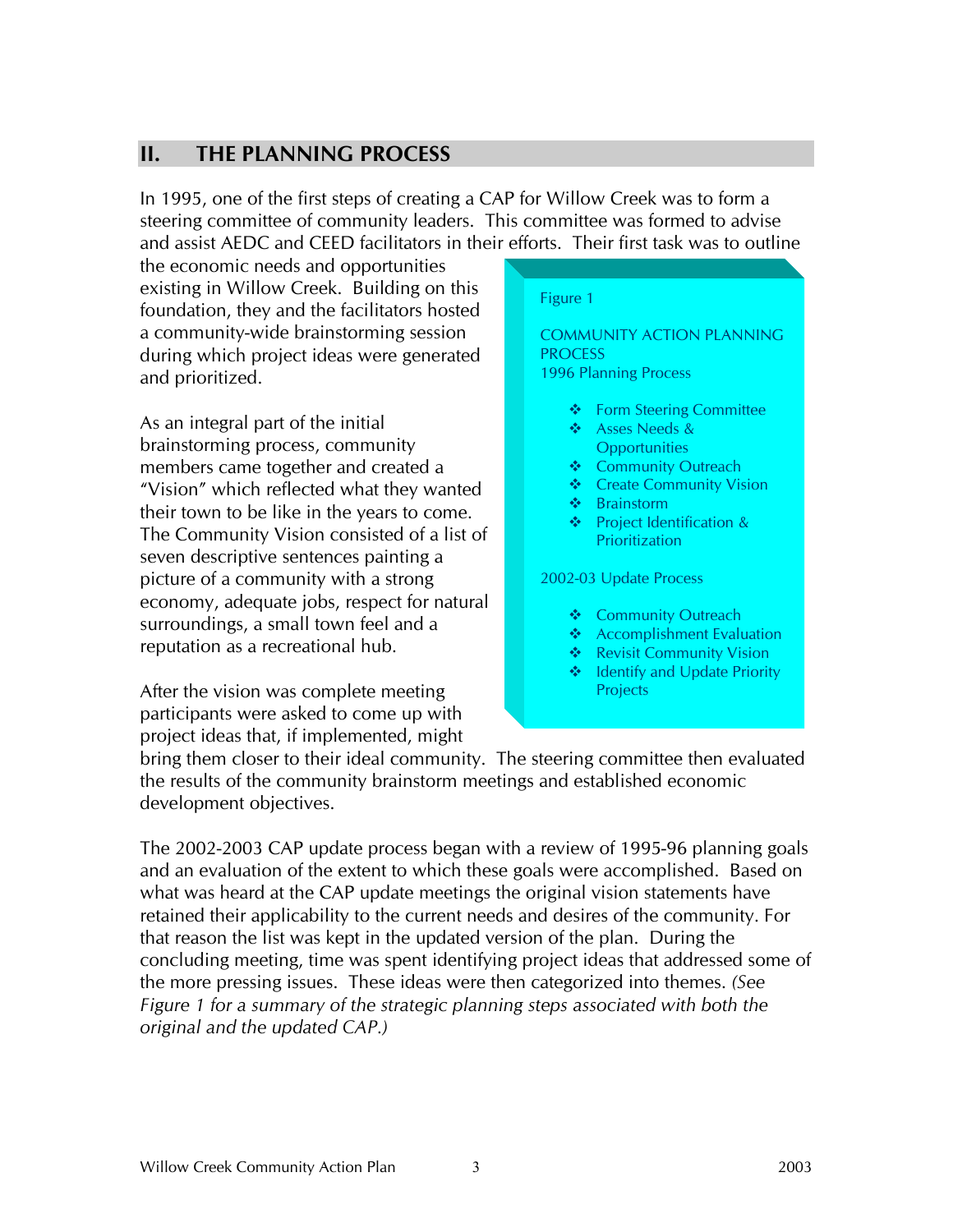## II. THE PLANNING PROCESS

In 1995, one of the first steps of creating a CAP for Willow Creek was to form a steering committee of community leaders. This committee was formed to advise and assist AEDC and CEED facilitators in their efforts. Their first task was to outline the economic needs and opportunities existing in Willow Creek. Building on this foundation, they and the facilitators hosted a community-wide brainstorming session during which project ideas were generated and prioritized.

As an integral part of the initial brainstorming process, community members came together and created a "Vision" which reflected what they wanted their town to be like in the years to come. The Community Vision consisted of a list of seven descriptive sentences painting a picture of a community with a strong economy, adequate jobs, respect for natural surroundings, a small town feel and a reputation as a recreational hub.

After the vision was complete meeting participants were asked to come up with project ideas that, if implemented, might bring them closer to their ideal community. The steering committee then evaluated the results of the community brainstorm meetings and established economic development objectives.

The 2002-2003 CAP update process began with a review of 1995-96 planning goals and an evaluation of the extent to which these goals were accomplished. Based on what was heard at the CAP update meetings the original vision statements have retained their applicability to the current needs and desires of the community. For that reason the list was kept in the updated version of the plan. During the concluding meeting, time was spent identifying project ideas that addressed some of the more pressing issues. These ideas were then categorized into themes. *(See Figure 1 for a summary of the strategic planning steps associated with both the original and the updated CAP.)*

Figure 1

COMMUNITY ACTION PLANNING PROCESS
1996 Planning Process

- Form Steering Committee
- Asses Needs & Opportunities
- Community Outreach
- Create Community Vision
- Brainstorm
- Project Identification & Prioritization

2002-03 Update Process

- Community Outreach
- Accomplishment Evaluation
- Revisit Community Vision
- Identify and Update Priority Projects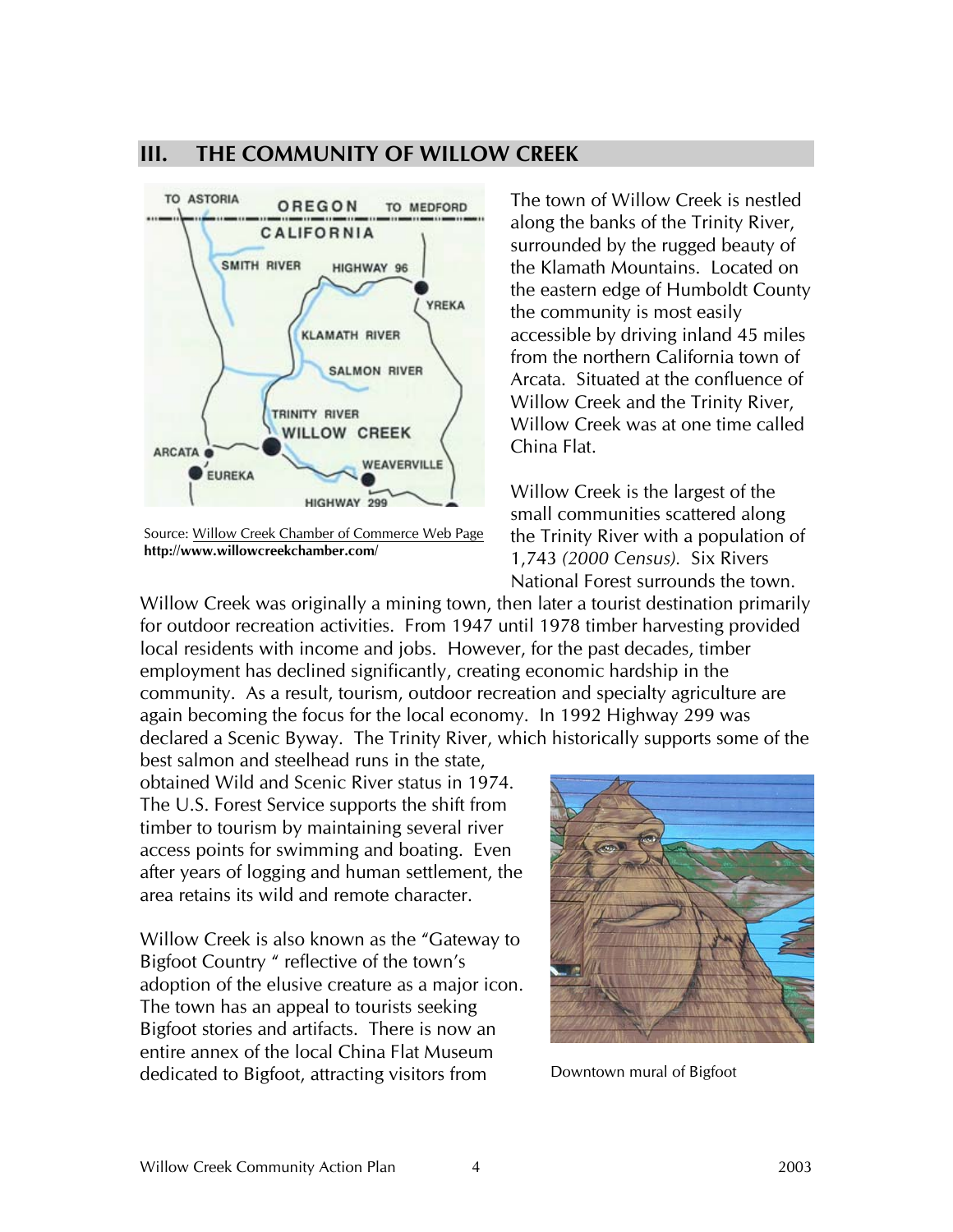## III. THE COMMUNITY OF WILLOW CREEK

Source: Willow Creek Chamber of Commerce Web Page
**http://www.willowcreekchamber.com/**

The town of Willow Creek is nestled along the banks of the Trinity River, surrounded by the rugged beauty of the Klamath Mountains. Located on the eastern edge of Humboldt County the community is most easily accessible by driving inland 45 miles from the northern California town of Arcata. Situated at the confluence of Willow Creek and the Trinity River, Willow Creek was at one time called China Flat.

Willow Creek is the largest of the small communities scattered along the Trinity River with a population of 1,743 *(2000 Census).* Six Rivers National Forest surrounds the town. Willow Creek was originally a mining town, then later a tourist destination primarily for outdoor recreation activities. From 1947 until 1978 timber harvesting provided local residents with income and jobs. However, for the past decades, timber employment has declined significantly, creating economic hardship in the community. As a result, tourism, outdoor recreation and specialty agriculture are again becoming the focus for the local economy. In 1992 Highway 299 was declared a Scenic Byway. The Trinity River, which historically supports some of the best salmon and steelhead runs in the state, obtained Wild and Scenic River status in 1974. The U.S. Forest Service supports the shift from timber to tourism by maintaining several river access points for swimming and boating. Even after years of logging and human settlement, the area retains its wild and remote character.

Willow Creek is also known as the "Gateway to Bigfoot Country " reflective of the town's adoption of the elusive creature as a major icon. The town has an appeal to tourists seeking Bigfoot stories and artifacts. There is now an entire annex of the local China Flat Museum dedicated to Bigfoot, attracting visitors from

Downtown mural of Bigfoot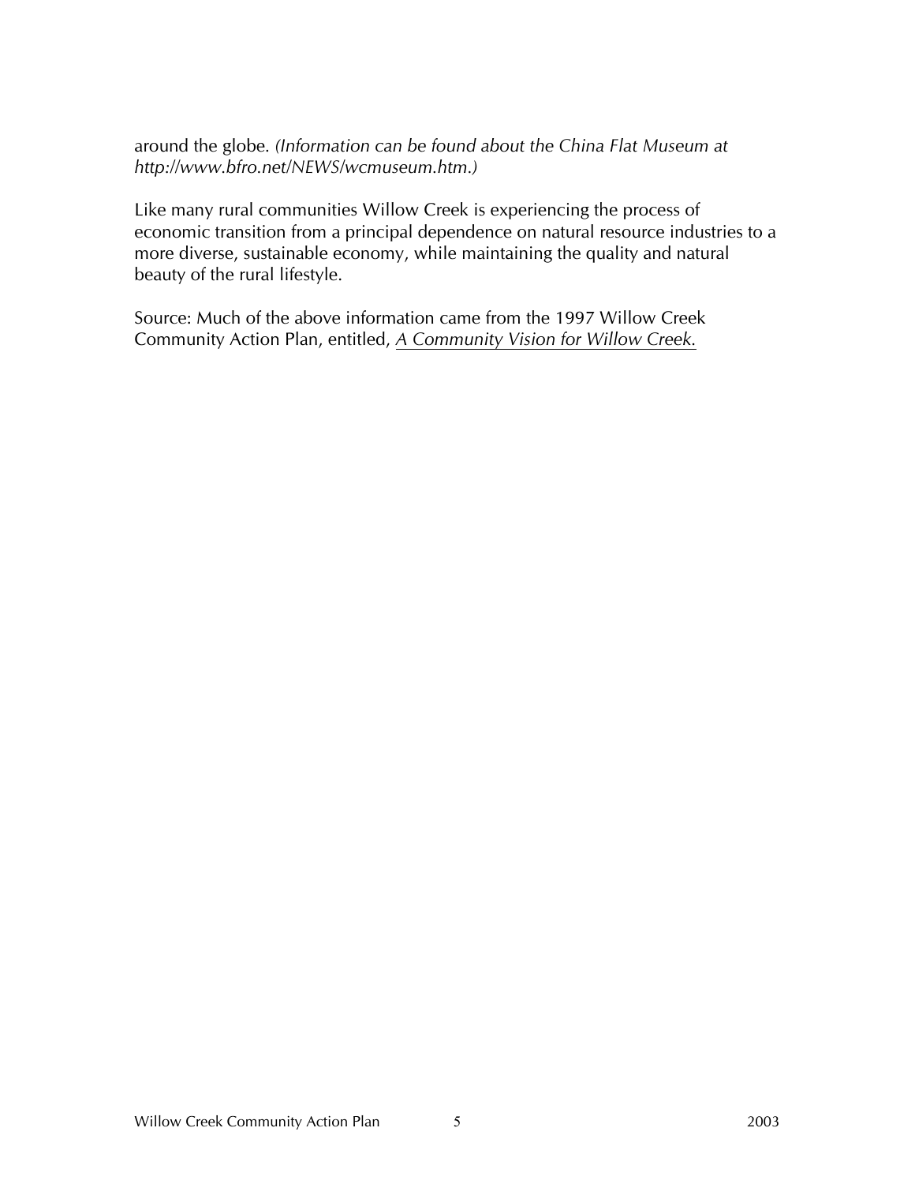around the globe. *(Information can be found about the China Flat Museum at http://www.bfro.net/NEWS/wcmuseum.htm.)*

Like many rural communities Willow Creek is experiencing the process of economic transition from a principal dependence on natural resource industries to a more diverse, sustainable economy, while maintaining the quality and natural beauty of the rural lifestyle.

Source: Much of the above information came from the 1997 Willow Creek Community Action Plan, entitled, *A Community Vision for Willow Creek.*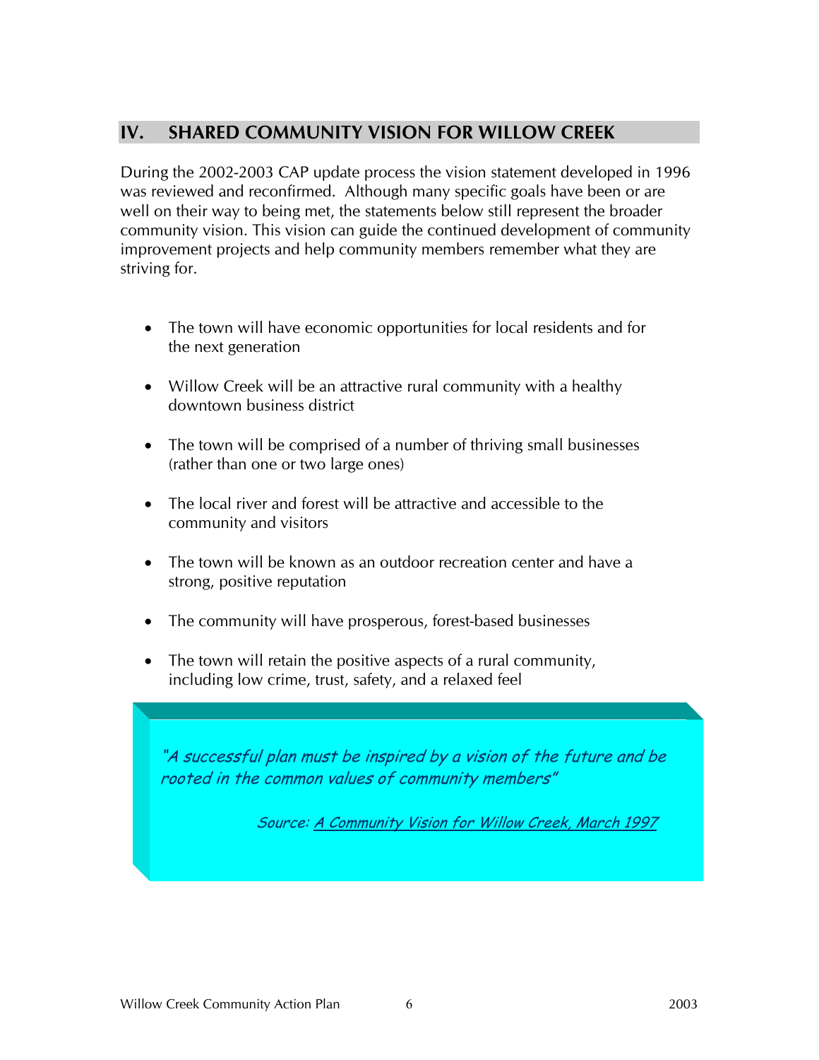## IV. SHARED COMMUNITY VISION FOR WILLOW CREEK

During the 2002-2003 CAP update process the vision statement developed in 1996 was reviewed and reconfirmed. Although many specific goals have been or are well on their way to being met, the statements below still represent the broader community vision. This vision can guide the continued development of community improvement projects and help community members remember what they are striving for.

- The town will have economic opportunities for local residents and for the next generation
- Willow Creek will be an attractive rural community with a healthy downtown business district
- The town will be comprised of a number of thriving small businesses (rather than one or two large ones)
- The local river and forest will be attractive and accessible to the community and visitors
- The town will be known as an outdoor recreation center and have a strong, positive reputation
- The community will have prosperous, forest-based businesses
- The town will retain the positive aspects of a rural community, including low crime, trust, safety, and a relaxed feel

> *"A successful plan must be inspired by a vision of the future and be rooted in the common values of community members"*
>
> *Source: A Community Vision for Willow Creek, March 1997*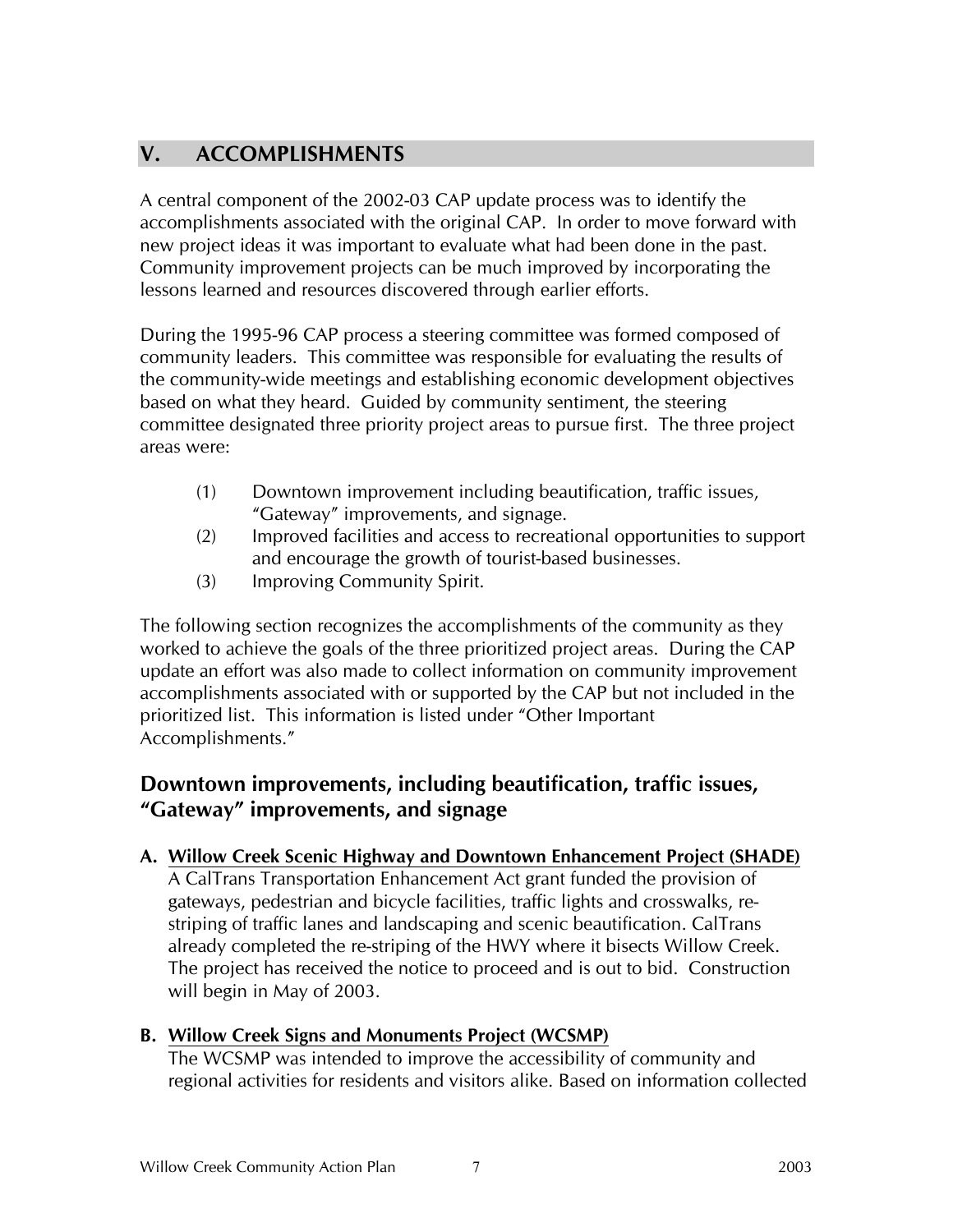## V. ACCOMPLISHMENTS

A central component of the 2002-03 CAP update process was to identify the accomplishments associated with the original CAP. In order to move forward with new project ideas it was important to evaluate what had been done in the past. Community improvement projects can be much improved by incorporating the lessons learned and resources discovered through earlier efforts.

During the 1995-96 CAP process a steering committee was formed composed of community leaders. This committee was responsible for evaluating the results of the community-wide meetings and establishing economic development objectives based on what they heard. Guided by community sentiment, the steering committee designated three priority project areas to pursue first. The three project areas were:

(1) Downtown improvement including beautification, traffic issues, "Gateway" improvements, and signage.
(2) Improved facilities and access to recreational opportunities to support and encourage the growth of tourist-based businesses.
(3) Improving Community Spirit.

The following section recognizes the accomplishments of the community as they worked to achieve the goals of the three prioritized project areas. During the CAP update an effort was also made to collect information on community improvement accomplishments associated with or supported by the CAP but not included in the prioritized list. This information is listed under "Other Important Accomplishments."

### Downtown improvements, including beautification, traffic issues, "Gateway" improvements, and signage

**A. Willow Creek Scenic Highway and Downtown Enhancement Project (SHADE)**
A CalTrans Transportation Enhancement Act grant funded the provision of gateways, pedestrian and bicycle facilities, traffic lights and crosswalks, re-striping of traffic lanes and landscaping and scenic beautification. CalTrans already completed the re-striping of the HWY where it bisects Willow Creek. The project has received the notice to proceed and is out to bid. Construction will begin in May of 2003.

**B. Willow Creek Signs and Monuments Project (WCSMP)**
The WCSMP was intended to improve the accessibility of community and regional activities for residents and visitors alike. Based on information collected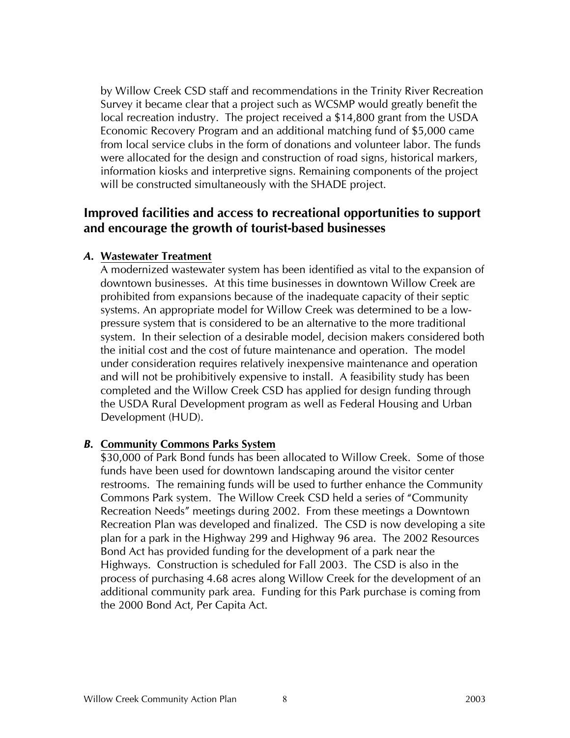by Willow Creek CSD staff and recommendations in the Trinity River Recreation Survey it became clear that a project such as WCSMP would greatly benefit the local recreation industry. The project received a $14,800 grant from the USDA Economic Recovery Program and an additional matching fund of $5,000 came from local service clubs in the form of donations and volunteer labor. The funds were allocated for the design and construction of road signs, historical markers, information kiosks and interpretive signs. Remaining components of the project will be constructed simultaneously with the SHADE project.

## Improved facilities and access to recreational opportunities to support and encourage the growth of tourist-based businesses

***A.*** **Wastewater Treatment**

A modernized wastewater system has been identified as vital to the expansion of downtown businesses. At this time businesses in downtown Willow Creek are prohibited from expansions because of the inadequate capacity of their septic systems. An appropriate model for Willow Creek was determined to be a low-pressure system that is considered to be an alternative to the more traditional system. In their selection of a desirable model, decision makers considered both the initial cost and the cost of future maintenance and operation. The model under consideration requires relatively inexpensive maintenance and operation and will not be prohibitively expensive to install. A feasibility study has been completed and the Willow Creek CSD has applied for design funding through the USDA Rural Development program as well as Federal Housing and Urban Development (HUD).

***B.*** **Community Commons Parks System**

$30,000 of Park Bond funds has been allocated to Willow Creek. Some of those funds have been used for downtown landscaping around the visitor center restrooms. The remaining funds will be used to further enhance the Community Commons Park system. The Willow Creek CSD held a series of "Community Recreation Needs" meetings during 2002. From these meetings a Downtown Recreation Plan was developed and finalized. The CSD is now developing a site plan for a park in the Highway 299 and Highway 96 area. The 2002 Resources Bond Act has provided funding for the development of a park near the Highways. Construction is scheduled for Fall 2003. The CSD is also in the process of purchasing 4.68 acres along Willow Creek for the development of an additional community park area. Funding for this Park purchase is coming from the 2000 Bond Act, Per Capita Act.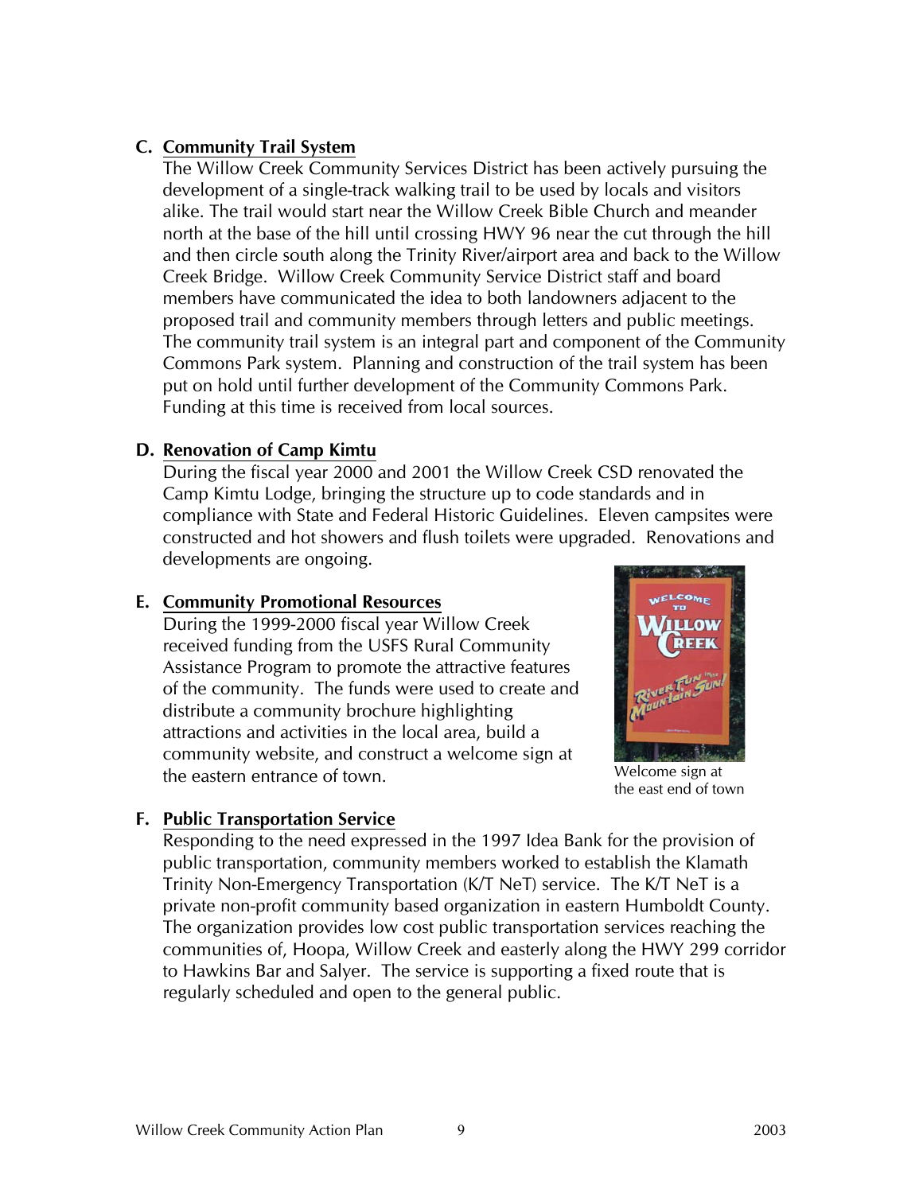### C. Community Trail System

The Willow Creek Community Services District has been actively pursuing the development of a single-track walking trail to be used by locals and visitors alike. The trail would start near the Willow Creek Bible Church and meander north at the base of the hill until crossing HWY 96 near the cut through the hill and then circle south along the Trinity River/airport area and back to the Willow Creek Bridge. Willow Creek Community Service District staff and board members have communicated the idea to both landowners adjacent to the proposed trail and community members through letters and public meetings. The community trail system is an integral part and component of the Community Commons Park system. Planning and construction of the trail system has been put on hold until further development of the Community Commons Park. Funding at this time is received from local sources.

### D. Renovation of Camp Kimtu

During the fiscal year 2000 and 2001 the Willow Creek CSD renovated the Camp Kimtu Lodge, bringing the structure up to code standards and in compliance with State and Federal Historic Guidelines. Eleven campsites were constructed and hot showers and flush toilets were upgraded. Renovations and developments are ongoing.

### E. Community Promotional Resources

During the 1999-2000 fiscal year Willow Creek received funding from the USFS Rural Community Assistance Program to promote the attractive features of the community. The funds were used to create and distribute a community brochure highlighting attractions and activities in the local area, build a community website, and construct a welcome sign at the eastern entrance of town.

Welcome sign at the east end of town

### F. Public Transportation Service

Responding to the need expressed in the 1997 Idea Bank for the provision of public transportation, community members worked to establish the Klamath Trinity Non-Emergency Transportation (K/T NeT) service. The K/T NeT is a private non-profit community based organization in eastern Humboldt County. The organization provides low cost public transportation services reaching the communities of, Hoopa, Willow Creek and easterly along the HWY 299 corridor to Hawkins Bar and Salyer. The service is supporting a fixed route that is regularly scheduled and open to the general public.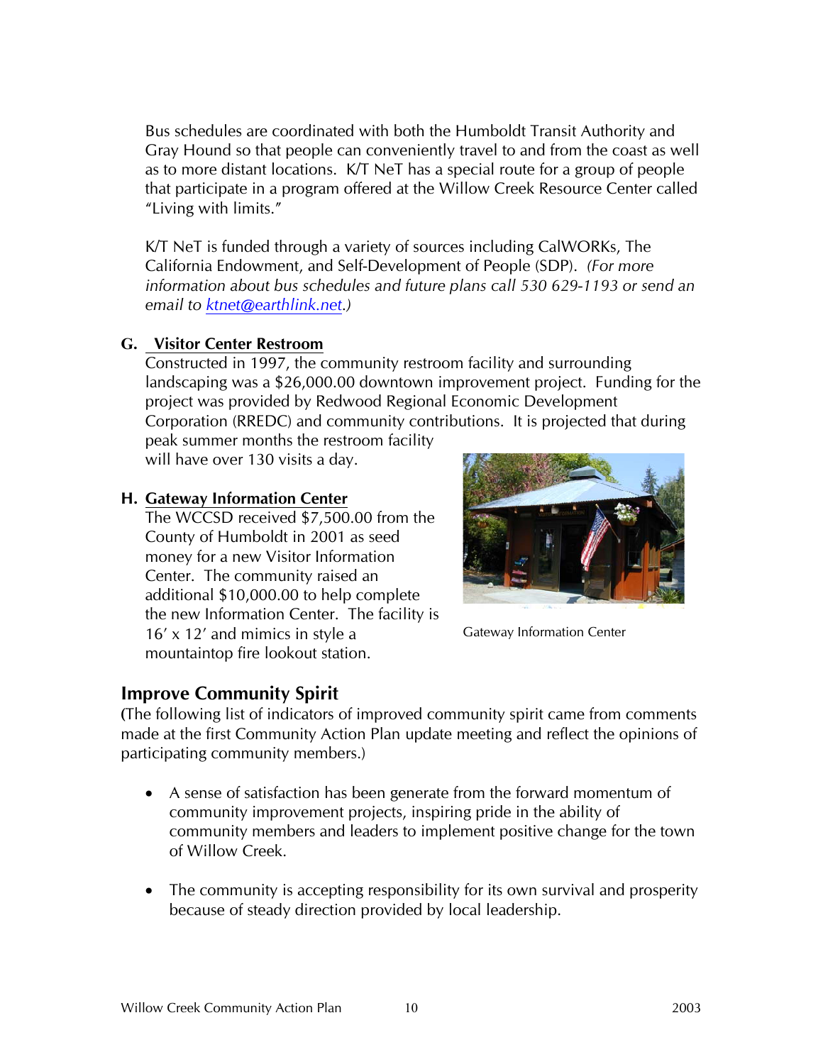Bus schedules are coordinated with both the Humboldt Transit Authority and Gray Hound so that people can conveniently travel to and from the coast as well as to more distant locations. K/T NeT has a special route for a group of people that participate in a program offered at the Willow Creek Resource Center called "Living with limits."

K/T NeT is funded through a variety of sources including CalWORKs, The California Endowment, and Self-Development of People (SDP). *(For more information about bus schedules and future plans call 530 629-1193 or send an email to ktnet@earthlink.net.)*

**G. Visitor Center Restroom**

Constructed in 1997, the community restroom facility and surrounding landscaping was a $26,000.00 downtown improvement project. Funding for the project was provided by Redwood Regional Economic Development Corporation (RREDC) and community contributions. It is projected that during peak summer months the restroom facility will have over 130 visits a day.

**H. Gateway Information Center**

The WCCSD received $7,500.00 from the County of Humboldt in 2001 as seed money for a new Visitor Information Center. The community raised an additional $10,000.00 to help complete the new Information Center. The facility is 16′ x 12′ and mimics in style a mountaintop fire lookout station.

Gateway Information Center

## Improve Community Spirit

(The following list of indicators of improved community spirit came from comments made at the first Community Action Plan update meeting and reflect the opinions of participating community members.)

- A sense of satisfaction has been generate from the forward momentum of community improvement projects, inspiring pride in the ability of community members and leaders to implement positive change for the town of Willow Creek.

- The community is accepting responsibility for its own survival and prosperity because of steady direction provided by local leadership.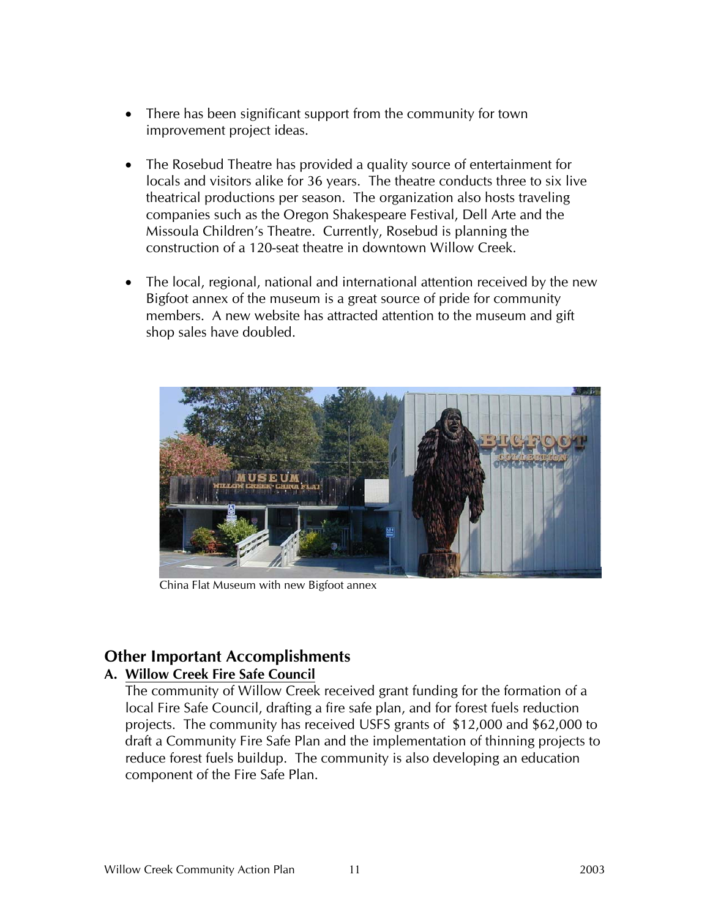- There has been significant support from the community for town improvement project ideas.

- The Rosebud Theatre has provided a quality source of entertainment for locals and visitors alike for 36 years. The theatre conducts three to six live theatrical productions per season. The organization also hosts traveling companies such as the Oregon Shakespeare Festival, Dell Arte and the Missoula Children's Theatre. Currently, Rosebud is planning the construction of a 120-seat theatre in downtown Willow Creek.

- The local, regional, national and international attention received by the new Bigfoot annex of the museum is a great source of pride for community members. A new website has attracted attention to the museum and gift shop sales have doubled.

China Flat Museum with new Bigfoot annex

## Other Important Accomplishments

### A. Willow Creek Fire Safe Council

The community of Willow Creek received grant funding for the formation of a local Fire Safe Council, drafting a fire safe plan, and for forest fuels reduction projects. The community has received USFS grants of $12,000 and $62,000 to draft a Community Fire Safe Plan and the implementation of thinning projects to reduce forest fuels buildup. The community is also developing an education component of the Fire Safe Plan.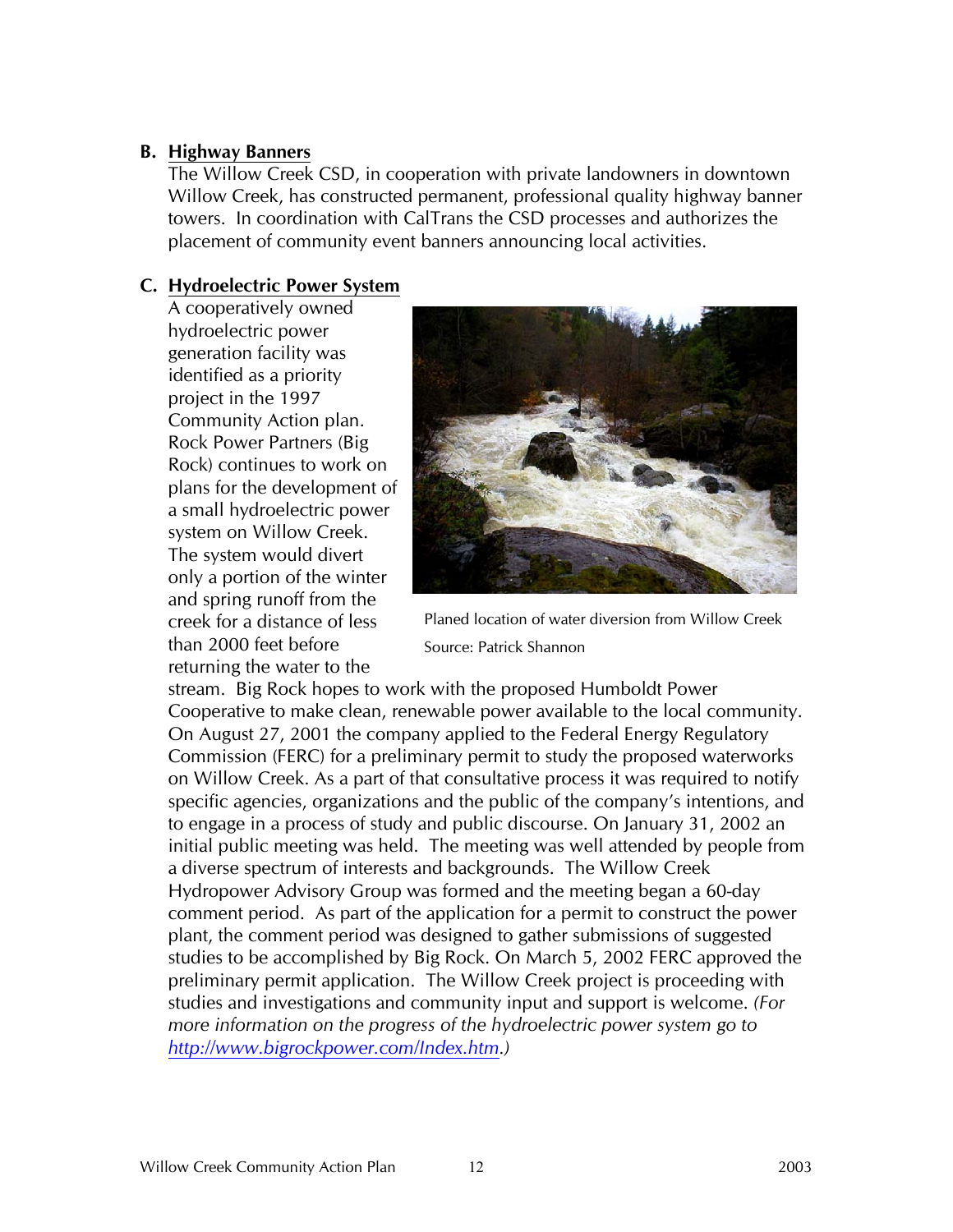## B. Highway Banners

The Willow Creek CSD, in cooperation with private landowners in downtown Willow Creek, has constructed permanent, professional quality highway banner towers. In coordination with CalTrans the CSD processes and authorizes the placement of community event banners announcing local activities.

## C. Hydroelectric Power System

A cooperatively owned hydroelectric power generation facility was identified as a priority project in the 1997 Community Action plan. Rock Power Partners (Big Rock) continues to work on plans for the development of a small hydroelectric power system on Willow Creek. The system would divert only a portion of the winter and spring runoff from the creek for a distance of less than 2000 feet before returning the water to the stream. Big Rock hopes to work with the proposed Humboldt Power Cooperative to make clean, renewable power available to the local community. On August 27, 2001 the company applied to the Federal Energy Regulatory Commission (FERC) for a preliminary permit to study the proposed waterworks on Willow Creek. As a part of that consultative process it was required to notify specific agencies, organizations and the public of the company's intentions, and to engage in a process of study and public discourse. On January 31, 2002 an initial public meeting was held. The meeting was well attended by people from a diverse spectrum of interests and backgrounds. The Willow Creek Hydropower Advisory Group was formed and the meeting began a 60-day comment period. As part of the application for a permit to construct the power plant, the comment period was designed to gather submissions of suggested studies to be accomplished by Big Rock. On March 5, 2002 FERC approved the preliminary permit application. The Willow Creek project is proceeding with studies and investigations and community input and support is welcome. *(For more information on the progress of the hydroelectric power system go to [http://www.bigrockpower.com/Index.htm](http://www.bigrockpower.com/Index.htm).)*

Planed location of water diversion from Willow Creek

Source: Patrick Shannon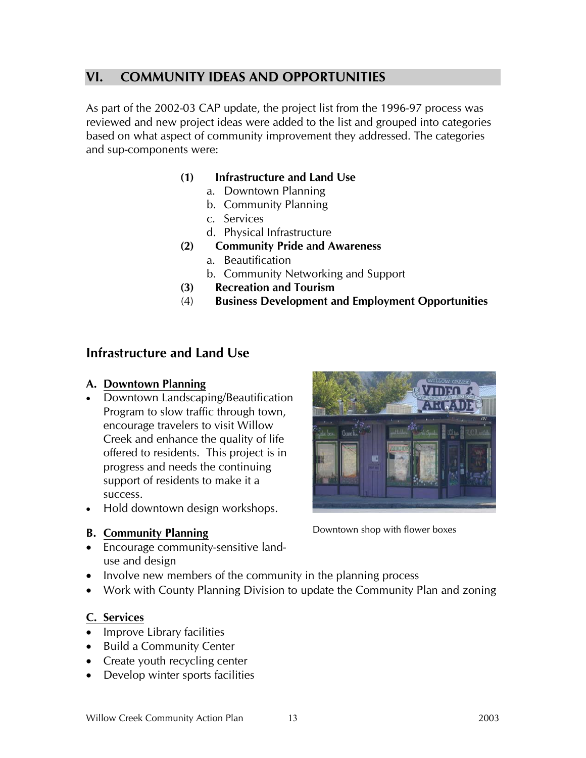## VI. COMMUNITY IDEAS AND OPPORTUNITIES

As part of the 2002-03 CAP update, the project list from the 1996-97 process was reviewed and new project ideas were added to the list and grouped into categories based on what aspect of community improvement they addressed. The categories and sup-components were:

**(1) Infrastructure and Land Use**
  a. Downtown Planning
  b. Community Planning
  c. Services
  d. Physical Infrastructure

**(2) Community Pride and Awareness**
  a. Beautification
  b. Community Networking and Support

**(3) Recreation and Tourism**

(4) **Business Development and Employment Opportunities**

## Infrastructure and Land Use

### A. Downtown Planning

- Downtown Landscaping/Beautification Program to slow traffic through town, encourage travelers to visit Willow Creek and enhance the quality of life offered to residents. This project is in progress and needs the continuing support of residents to make it a success.
- Hold downtown design workshops.

Downtown shop with flower boxes

### B. Community Planning

- Encourage community-sensitive land-use and design
- Involve new members of the community in the planning process
- Work with County Planning Division to update the Community Plan and zoning

### C. Services

- Improve Library facilities
- Build a Community Center
- Create youth recycling center
- Develop winter sports facilities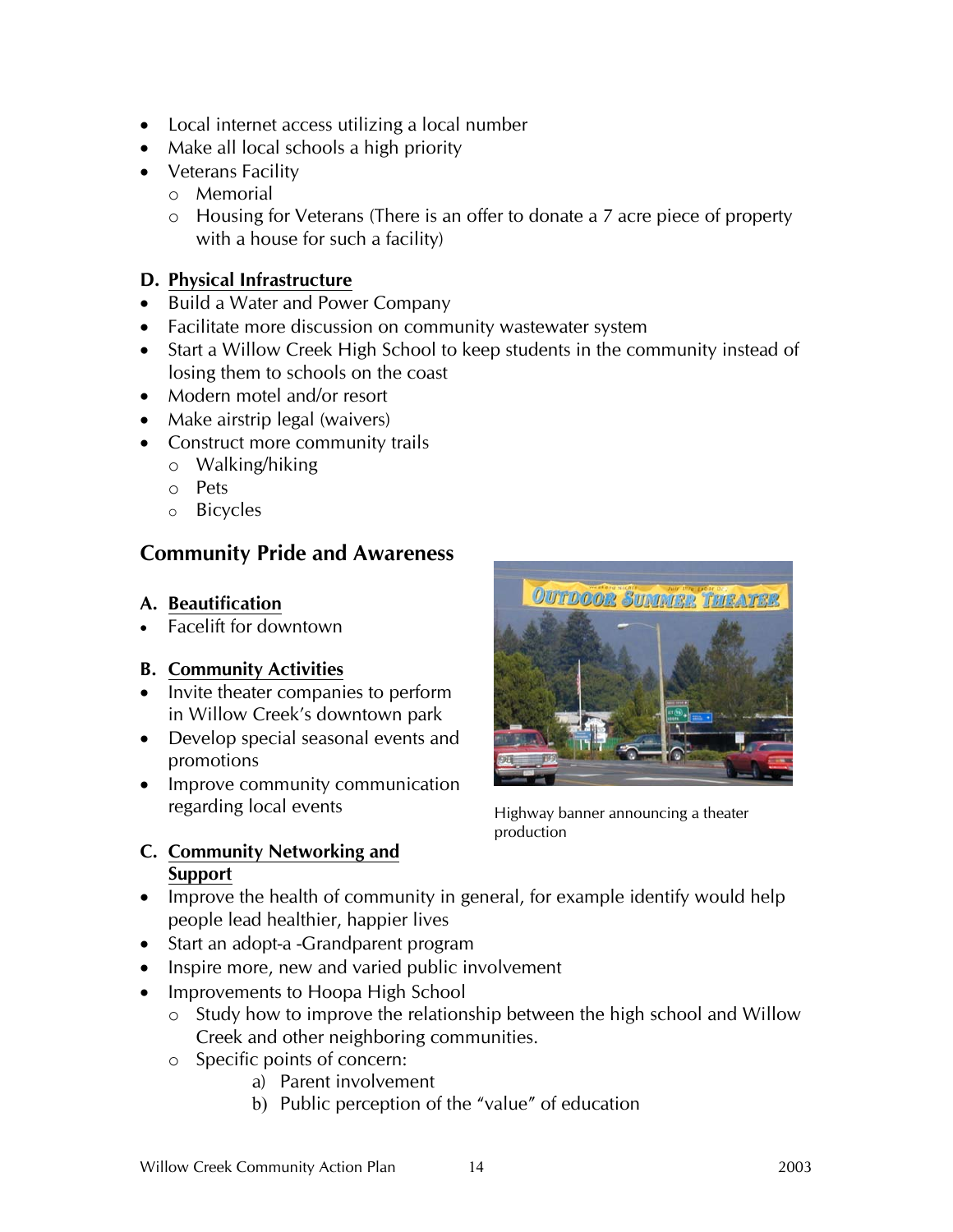- Local internet access utilizing a local number
- Make all local schools a high priority
- Veterans Facility
  - Memorial
  - Housing for Veterans (There is an offer to donate a 7 acre piece of property with a house for such a facility)

**D. Physical Infrastructure**

- Build a Water and Power Company
- Facilitate more discussion on community wastewater system
- Start a Willow Creek High School to keep students in the community instead of losing them to schools on the coast
- Modern motel and/or resort
- Make airstrip legal (waivers)
- Construct more community trails
  - Walking/hiking
  - Pets
  - Bicycles

## Community Pride and Awareness

**A. Beautification**

- Facelift for downtown

**B. Community Activities**

- Invite theater companies to perform in Willow Creek's downtown park
- Develop special seasonal events and promotions
- Improve community communication regarding local events

Highway banner announcing a theater production

**C. Community Networking and Support**

- Improve the health of community in general, for example identify would help people lead healthier, happier lives
- Start an adopt-a -Grandparent program
- Inspire more, new and varied public involvement
- Improvements to Hoopa High School
  - Study how to improve the relationship between the high school and Willow Creek and other neighboring communities.
  - Specific points of concern:
    1. Parent involvement
    2. Public perception of the "value" of education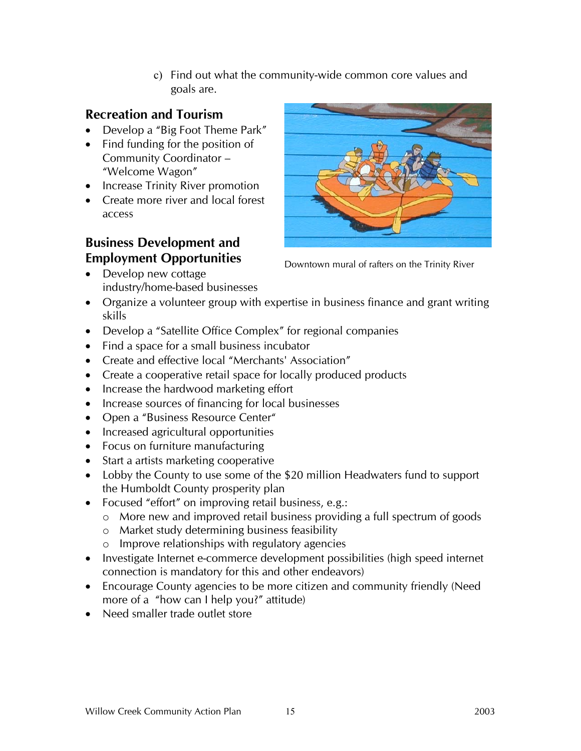c) Find out what the community-wide common core values and goals are.

## Recreation and Tourism

- Develop a "Big Foot Theme Park"
- Find funding for the position of Community Coordinator – "Welcome Wagon"
- Increase Trinity River promotion
- Create more river and local forest access

Downtown mural of rafters on the Trinity River

## Business Development and Employment Opportunities

- Develop new cottage industry/home-based businesses
- Organize a volunteer group with expertise in business finance and grant writing skills
- Develop a "Satellite Office Complex" for regional companies
- Find a space for a small business incubator
- Create and effective local "Merchants' Association"
- Create a cooperative retail space for locally produced products
- Increase the hardwood marketing effort
- Increase sources of financing for local businesses
- Open a "Business Resource Center"
- Increased agricultural opportunities
- Focus on furniture manufacturing
- Start a artists marketing cooperative
- Lobby the County to use some of the $20 million Headwaters fund to support the Humboldt County prosperity plan
- Focused "effort" on improving retail business, e.g.:
  - More new and improved retail business providing a full spectrum of goods
  - Market study determining business feasibility
  - Improve relationships with regulatory agencies
- Investigate Internet e-commerce development possibilities (high speed internet connection is mandatory for this and other endeavors)
- Encourage County agencies to be more citizen and community friendly (Need more of a "how can I help you?" attitude)
- Need smaller trade outlet store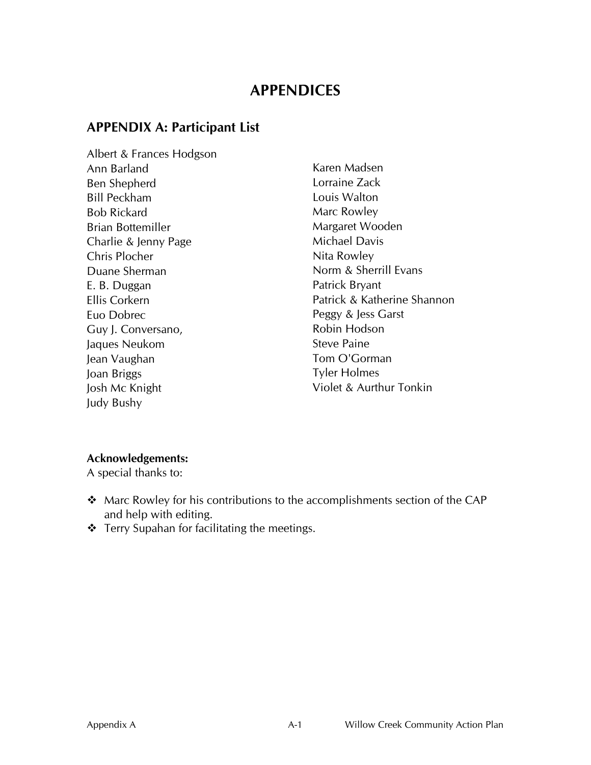# APPENDICES

## APPENDIX A: Participant List

Albert & Frances Hodgson
Ann Barland
Ben Shepherd
Bill Peckham
Bob Rickard
Brian Bottemiller
Charlie & Jenny Page
Chris Plocher
Duane Sherman
E. B. Duggan
Ellis Corkern
Euo Dobrec
Guy J. Conversano,
Jaques Neukom
Jean Vaughan
Joan Briggs
Josh Mc Knight
Judy Bushy
Karen Madsen
Lorraine Zack
Louis Walton
Marc Rowley
Margaret Wooden
Michael Davis
Nita Rowley
Norm & Sherrill Evans
Patrick Bryant
Patrick & Katherine Shannon
Peggy & Jess Garst
Robin Hodson
Steve Paine
Tom O'Gorman
Tyler Holmes
Violet & Aurthur Tonkin

**Acknowledgements:**
A special thanks to:

- Marc Rowley for his contributions to the accomplishments section of the CAP and help with editing.
- Terry Supahan for facilitating the meetings.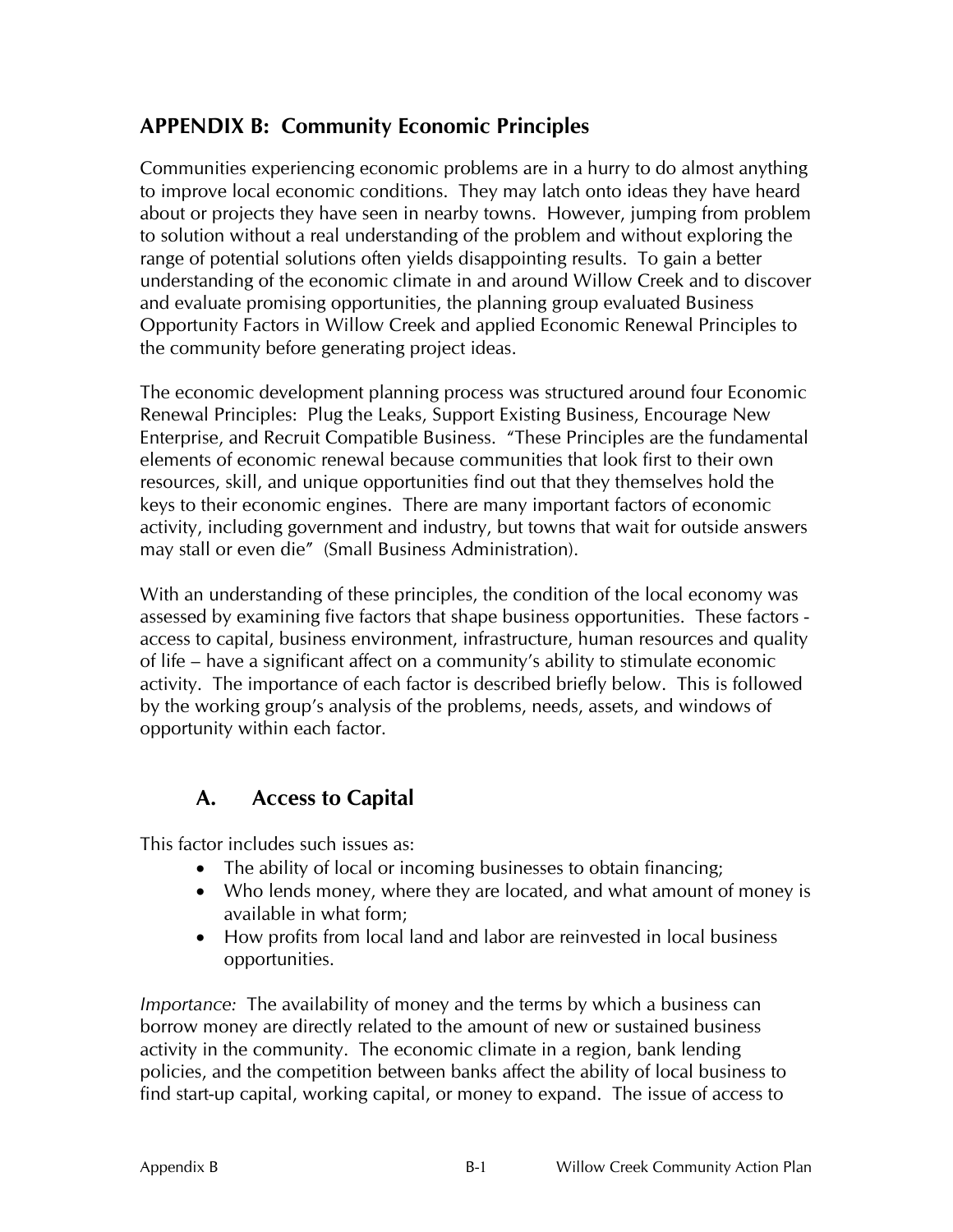## APPENDIX B: Community Economic Principles

Communities experiencing economic problems are in a hurry to do almost anything to improve local economic conditions. They may latch onto ideas they have heard about or projects they have seen in nearby towns. However, jumping from problem to solution without a real understanding of the problem and without exploring the range of potential solutions often yields disappointing results. To gain a better understanding of the economic climate in and around Willow Creek and to discover and evaluate promising opportunities, the planning group evaluated Business Opportunity Factors in Willow Creek and applied Economic Renewal Principles to the community before generating project ideas.

The economic development planning process was structured around four Economic Renewal Principles: Plug the Leaks, Support Existing Business, Encourage New Enterprise, and Recruit Compatible Business. "These Principles are the fundamental elements of economic renewal because communities that look first to their own resources, skill, and unique opportunities find out that they themselves hold the keys to their economic engines. There are many important factors of economic activity, including government and industry, but towns that wait for outside answers may stall or even die" (Small Business Administration).

With an understanding of these principles, the condition of the local economy was assessed by examining five factors that shape business opportunities. These factors - access to capital, business environment, infrastructure, human resources and quality of life – have a significant affect on a community's ability to stimulate economic activity. The importance of each factor is described briefly below. This is followed by the working group's analysis of the problems, needs, assets, and windows of opportunity within each factor.

### A. Access to Capital

This factor includes such issues as:

- The ability of local or incoming businesses to obtain financing;
- Who lends money, where they are located, and what amount of money is available in what form;
- How profits from local land and labor are reinvested in local business opportunities.

*Importance:* The availability of money and the terms by which a business can borrow money are directly related to the amount of new or sustained business activity in the community. The economic climate in a region, bank lending policies, and the competition between banks affect the ability of local business to find start-up capital, working capital, or money to expand. The issue of access to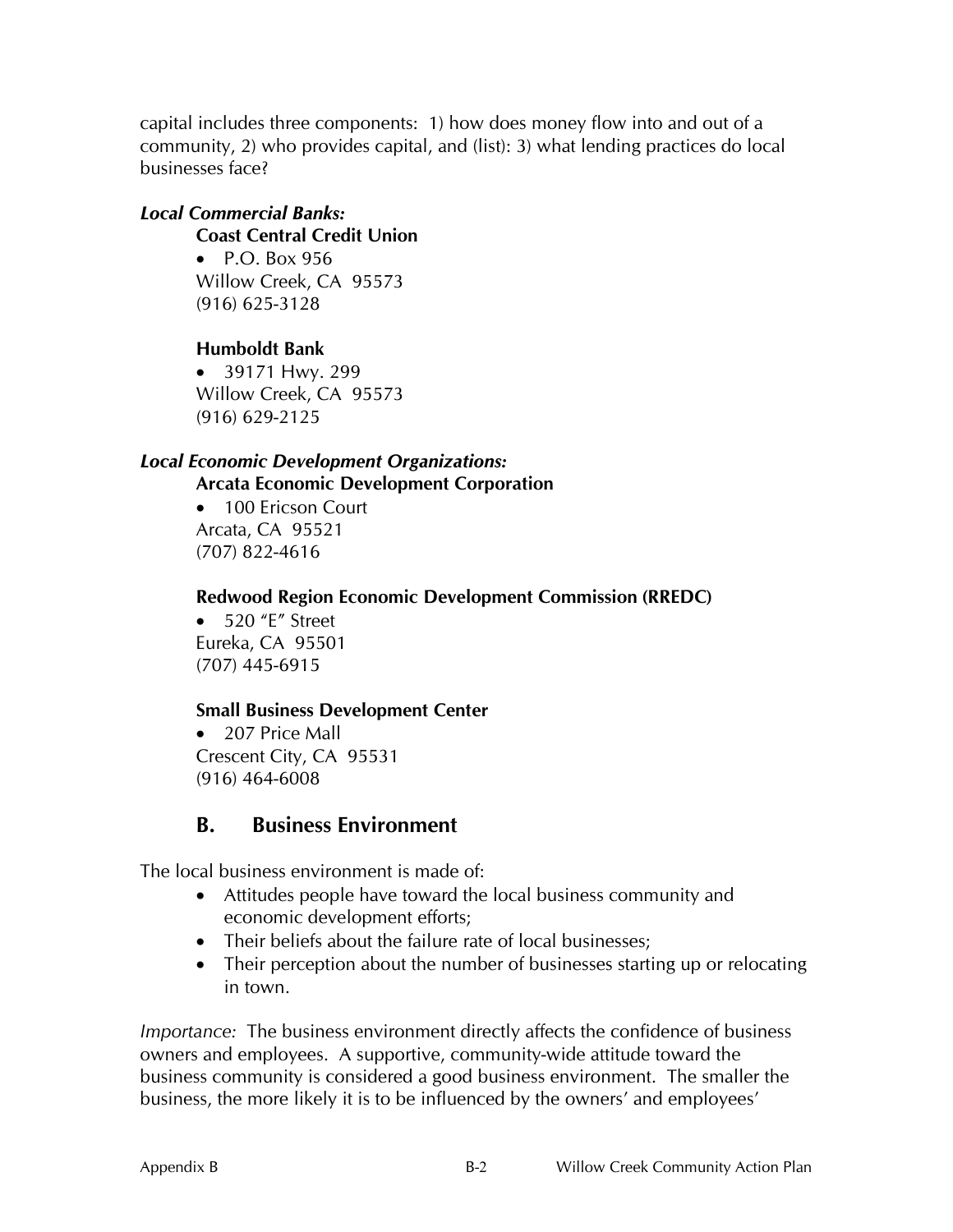capital includes three components: 1) how does money flow into and out of a community, 2) who provides capital, and (list): 3) what lending practices do local businesses face?

***Local Commercial Banks:***

**Coast Central Credit Union**

- P.O. Box 956
  Willow Creek, CA 95573
  (916) 625-3128

**Humboldt Bank**

- 39171 Hwy. 299
  Willow Creek, CA 95573
  (916) 629-2125

***Local Economic Development Organizations:***

**Arcata Economic Development Corporation**

- 100 Ericson Court
  Arcata, CA 95521
  (707) 822-4616

**Redwood Region Economic Development Commission (RREDC)**

- 520 "E" Street
  Eureka, CA 95501
  (707) 445-6915

**Small Business Development Center**

- 207 Price Mall
  Crescent City, CA 95531
  (916) 464-6008

## B. Business Environment

The local business environment is made of:

- Attitudes people have toward the local business community and economic development efforts;
- Their beliefs about the failure rate of local businesses;
- Their perception about the number of businesses starting up or relocating in town.

*Importance:* The business environment directly affects the confidence of business owners and employees. A supportive, community-wide attitude toward the business community is considered a good business environment. The smaller the business, the more likely it is to be influenced by the owners' and employees'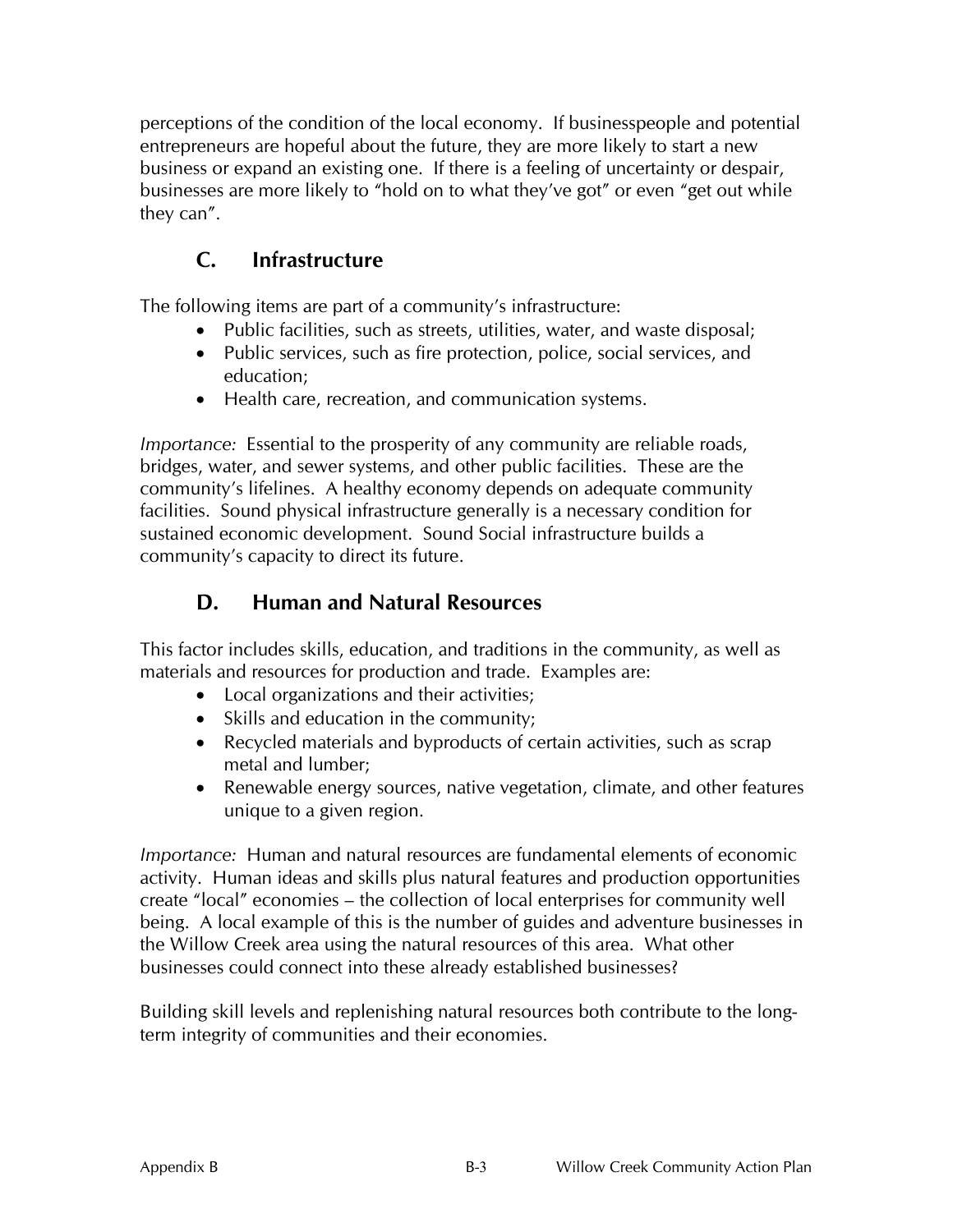perceptions of the condition of the local economy. If businesspeople and potential entrepreneurs are hopeful about the future, they are more likely to start a new business or expand an existing one. If there is a feeling of uncertainty or despair, businesses are more likely to "hold on to what they've got" or even "get out while they can".

## C. Infrastructure

The following items are part of a community's infrastructure:

- Public facilities, such as streets, utilities, water, and waste disposal;
- Public services, such as fire protection, police, social services, and education;
- Health care, recreation, and communication systems.

*Importance:* Essential to the prosperity of any community are reliable roads, bridges, water, and sewer systems, and other public facilities. These are the community's lifelines. A healthy economy depends on adequate community facilities. Sound physical infrastructure generally is a necessary condition for sustained economic development. Sound Social infrastructure builds a community's capacity to direct its future.

## D. Human and Natural Resources

This factor includes skills, education, and traditions in the community, as well as materials and resources for production and trade. Examples are:

- Local organizations and their activities;
- Skills and education in the community;
- Recycled materials and byproducts of certain activities, such as scrap metal and lumber;
- Renewable energy sources, native vegetation, climate, and other features unique to a given region.

*Importance:* Human and natural resources are fundamental elements of economic activity. Human ideas and skills plus natural features and production opportunities create "local" economies – the collection of local enterprises for community well being. A local example of this is the number of guides and adventure businesses in the Willow Creek area using the natural resources of this area. What other businesses could connect into these already established businesses?

Building skill levels and replenishing natural resources both contribute to the long-term integrity of communities and their economies.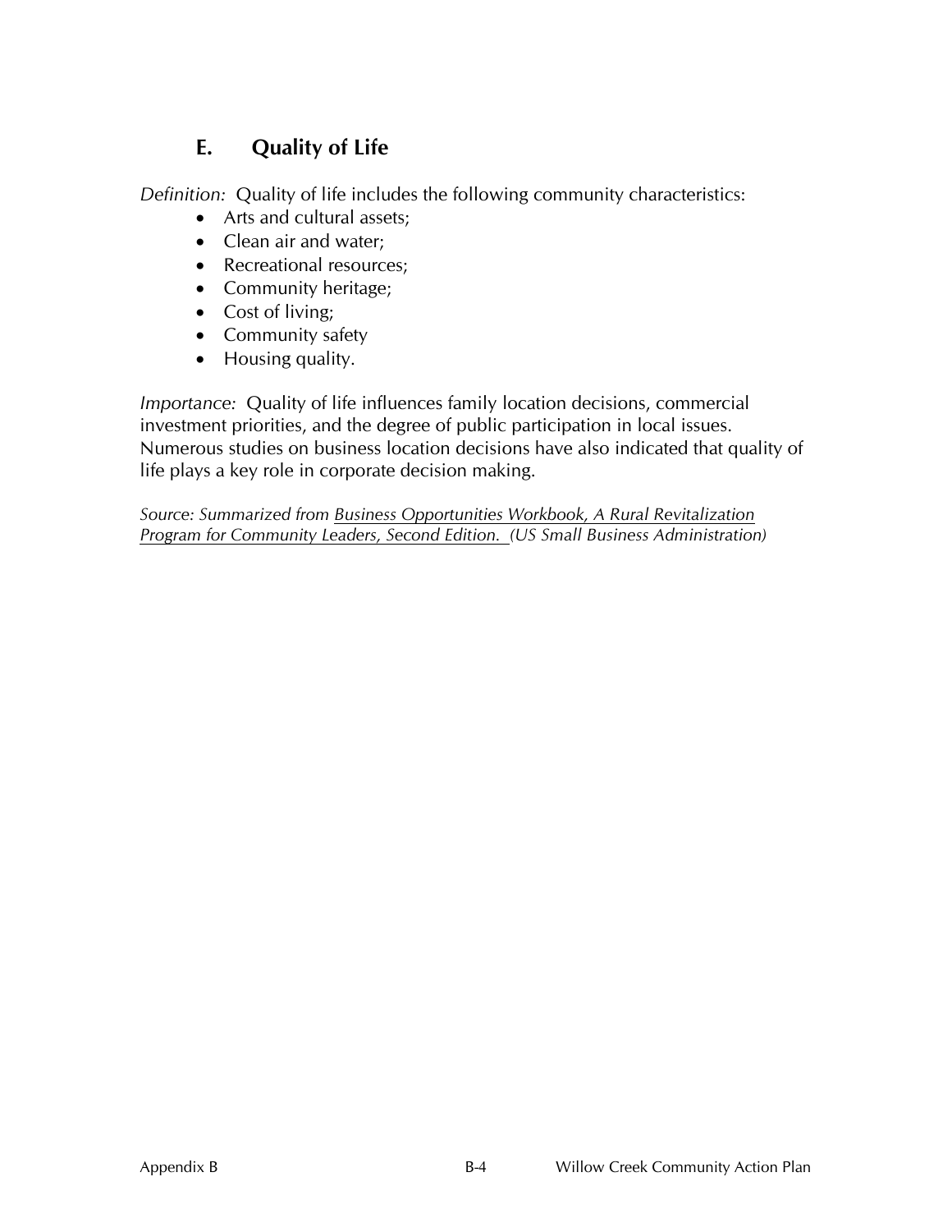## E. Quality of Life

*Definition:* Quality of life includes the following community characteristics:

- Arts and cultural assets;
- Clean air and water;
- Recreational resources;
- Community heritage;
- Cost of living;
- Community safety
- Housing quality.

*Importance:* Quality of life influences family location decisions, commercial investment priorities, and the degree of public participation in local issues. Numerous studies on business location decisions have also indicated that quality of life plays a key role in corporate decision making.

*Source: Summarized from Business Opportunities Workbook, A Rural Revitalization Program for Community Leaders, Second Edition. (US Small Business Administration)*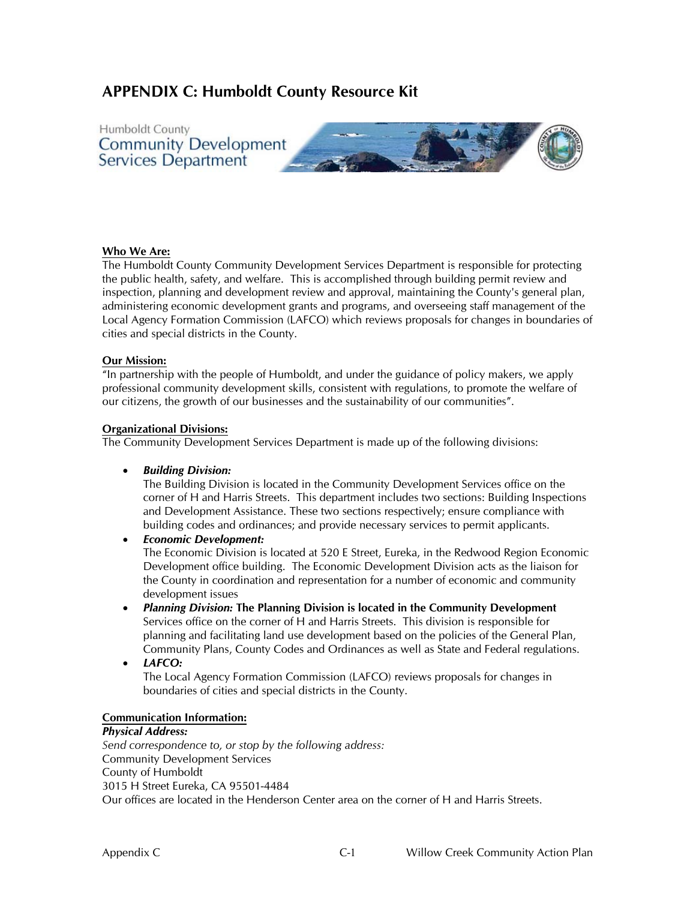# APPENDIX C: Humboldt County Resource Kit

Humboldt County
Community Development
Services Department

**Who We Are:**
The Humboldt County Community Development Services Department is responsible for protecting the public health, safety, and welfare. This is accomplished through building permit review and inspection, planning and development review and approval, maintaining the County's general plan, administering economic development grants and programs, and overseeing staff management of the Local Agency Formation Commission (LAFCO) which reviews proposals for changes in boundaries of cities and special districts in the County.

**Our Mission:**
"In partnership with the people of Humboldt, and under the guidance of policy makers, we apply professional community development skills, consistent with regulations, to promote the welfare of our citizens, the growth of our businesses and the sustainability of our communities".

**Organizational Divisions:**
The Community Development Services Department is made up of the following divisions:

- ***Building Division:***
  The Building Division is located in the Community Development Services office on the corner of H and Harris Streets. This department includes two sections: Building Inspections and Development Assistance. These two sections respectively; ensure compliance with building codes and ordinances; and provide necessary services to permit applicants.
- ***Economic Development:***
  The Economic Division is located at 520 E Street, Eureka, in the Redwood Region Economic Development office building. The Economic Development Division acts as the liaison for the County in coordination and representation for a number of economic and community development issues
- ***Planning Division:*** **The Planning Division is located in the Community Development** Services office on the corner of H and Harris Streets. This division is responsible for planning and facilitating land use development based on the policies of the General Plan, Community Plans, County Codes and Ordinances as well as State and Federal regulations.
- ***LAFCO:***
  The Local Agency Formation Commission (LAFCO) reviews proposals for changes in boundaries of cities and special districts in the County.

**Communication Information:**
***Physical Address:***
*Send correspondence to, or stop by the following address:*
Community Development Services
County of Humboldt
3015 H Street Eureka, CA 95501-4484
Our offices are located in the Henderson Center area on the corner of H and Harris Streets.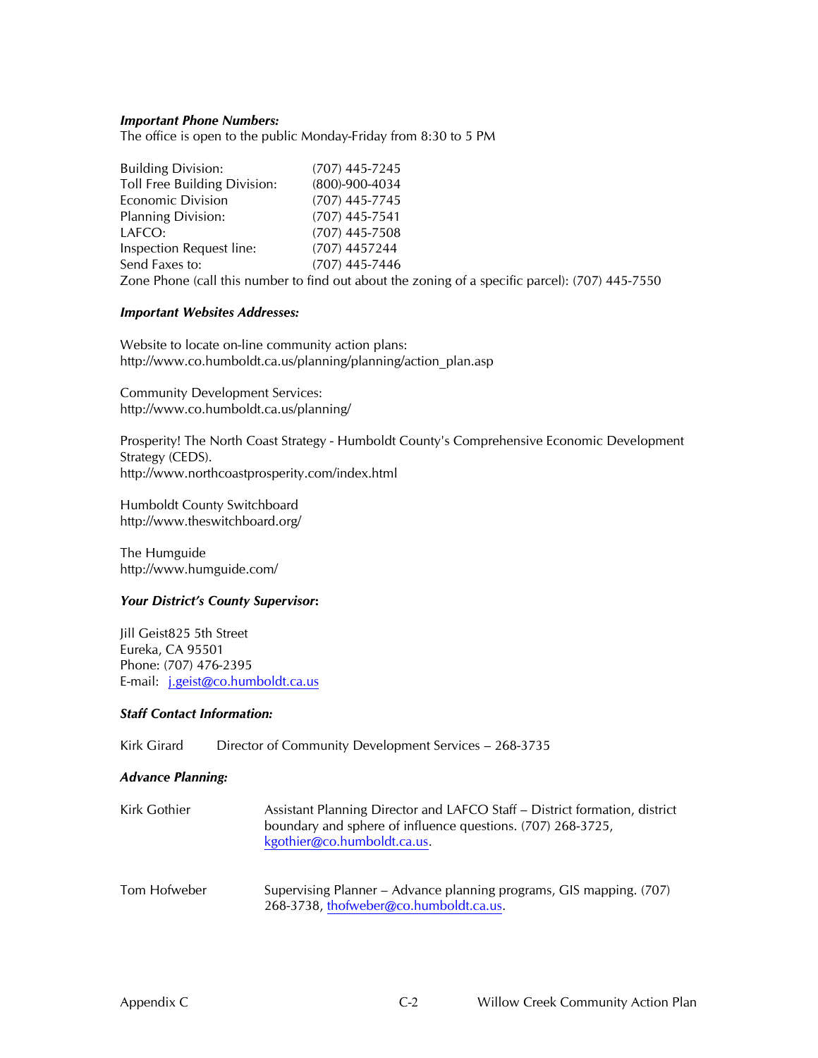***Important Phone Numbers:***

The office is open to the public Monday-Friday from 8:30 to 5 PM

| | |
|---|---|
| Building Division: | (707) 445-7245 |
| Toll Free Building Division: | (800)-900-4034 |
| Economic Division | (707) 445-7745 |
| Planning Division: | (707) 445-7541 |
| LAFCO: | (707) 445-7508 |
| Inspection Request line: | (707) 4457244 |
| Send Faxes to: | (707) 445-7446 |

Zone Phone (call this number to find out about the zoning of a specific parcel): (707) 445-7550

***Important Websites Addresses:***

Website to locate on-line community action plans:
http://www.co.humboldt.ca.us/planning/planning/action_plan.asp

Community Development Services:
http://www.co.humboldt.ca.us/planning/

Prosperity! The North Coast Strategy - Humboldt County's Comprehensive Economic Development Strategy (CEDS).
http://www.northcoastprosperity.com/index.html

Humboldt County Switchboard
http://www.theswitchboard.org/

The Humguide
http://www.humguide.com/

***Your District's County Supervisor*:**

Jill Geist825 5th Street
Eureka, CA 95501
Phone: (707) 476-2395
E-mail: j.geist@co.humboldt.ca.us

***Staff Contact Information:***

Kirk Girard Director of Community Development Services – 268-3735

***Advance Planning:***

| | |
|---|---|
| Kirk Gothier | Assistant Planning Director and LAFCO Staff – District formation, district boundary and sphere of influence questions. (707) 268-3725, kgothier@co.humboldt.ca.us. |
| Tom Hofweber | Supervising Planner – Advance planning programs, GIS mapping. (707) 268-3738, thofweber@co.humboldt.ca.us. |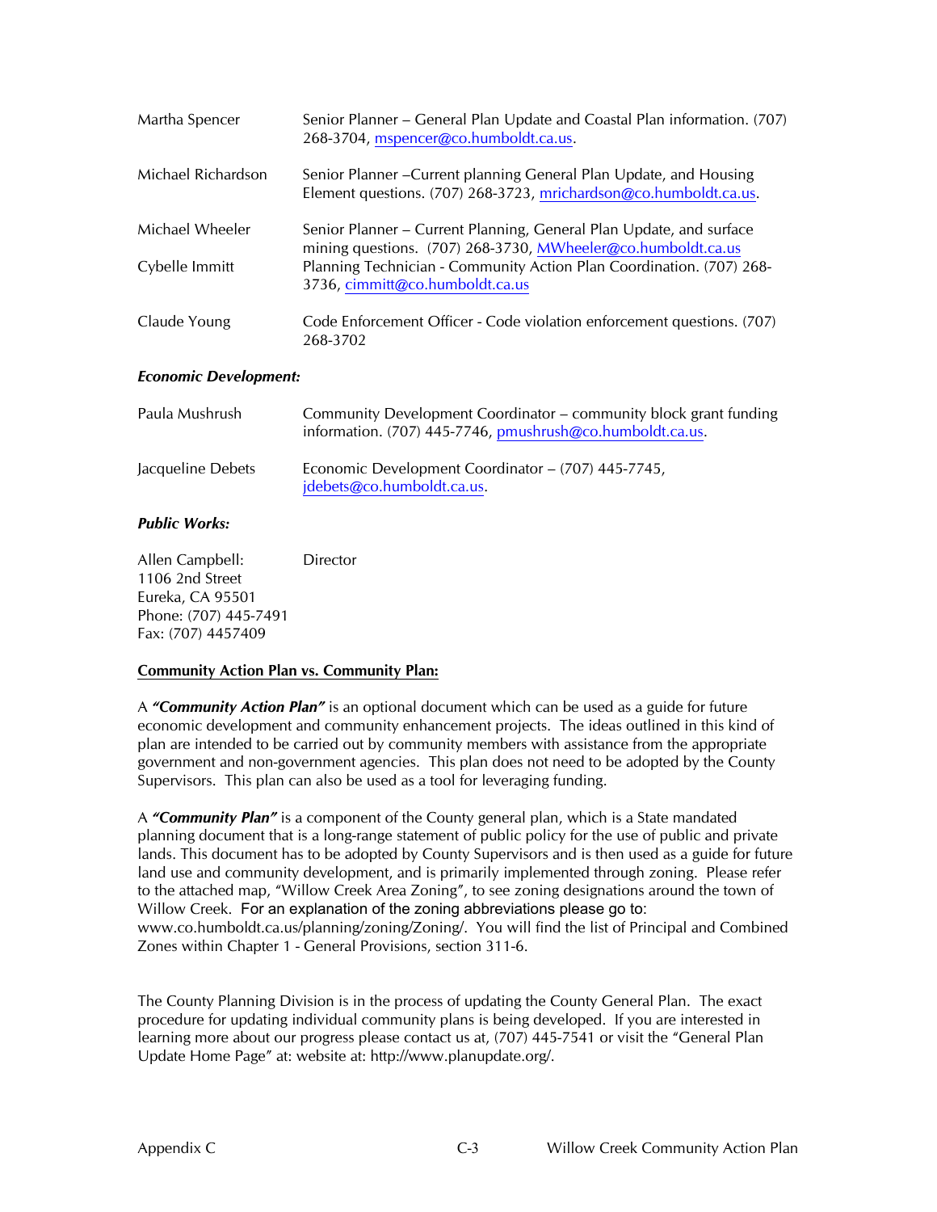| | |
|---|---|
| Martha Spencer | Senior Planner – General Plan Update and Coastal Plan information. (707) 268-3704, mspencer@co.humboldt.ca.us. |
| Michael Richardson | Senior Planner –Current planning General Plan Update, and Housing Element questions. (707) 268-3723, mrichardson@co.humboldt.ca.us. |
| Michael Wheeler | Senior Planner – Current Planning, General Plan Update, and surface mining questions. (707) 268-3730, MWheeler@co.humboldt.ca.us |
| Cybelle Immitt | Planning Technician - Community Action Plan Coordination. (707) 268-3736, cimmitt@co.humboldt.ca.us |
| Claude Young | Code Enforcement Officer - Code violation enforcement questions. (707) 268-3702 |

***Economic Development:***

| | |
|---|---|
| Paula Mushrush | Community Development Coordinator – community block grant funding information. (707) 445-7746, pmushrush@co.humboldt.ca.us. |
| Jacqueline Debets | Economic Development Coordinator – (707) 445-7745, jdebets@co.humboldt.ca.us. |

***Public Works:***

Allen Campbell: Director
1106 2nd Street
Eureka, CA 95501
Phone: (707) 445-7491
Fax: (707) 4457409

**Community Action Plan vs. Community Plan:**

A ***"Community Action Plan"*** is an optional document which can be used as a guide for future economic development and community enhancement projects. The ideas outlined in this kind of plan are intended to be carried out by community members with assistance from the appropriate government and non-government agencies. This plan does not need to be adopted by the County Supervisors. This plan can also be used as a tool for leveraging funding.

A ***"Community Plan"*** is a component of the County general plan, which is a State mandated planning document that is a long-range statement of public policy for the use of public and private lands. This document has to be adopted by County Supervisors and is then used as a guide for future land use and community development, and is primarily implemented through zoning. Please refer to the attached map, "Willow Creek Area Zoning", to see zoning designations around the town of Willow Creek. For an explanation of the zoning abbreviations please go to: www.co.humboldt.ca.us/planning/zoning/Zoning/. You will find the list of Principal and Combined Zones within Chapter 1 - General Provisions, section 311-6.

The County Planning Division is in the process of updating the County General Plan. The exact procedure for updating individual community plans is being developed. If you are interested in learning more about our progress please contact us at, (707) 445-7541 or visit the "General Plan Update Home Page" at: website at: http://www.planupdate.org/.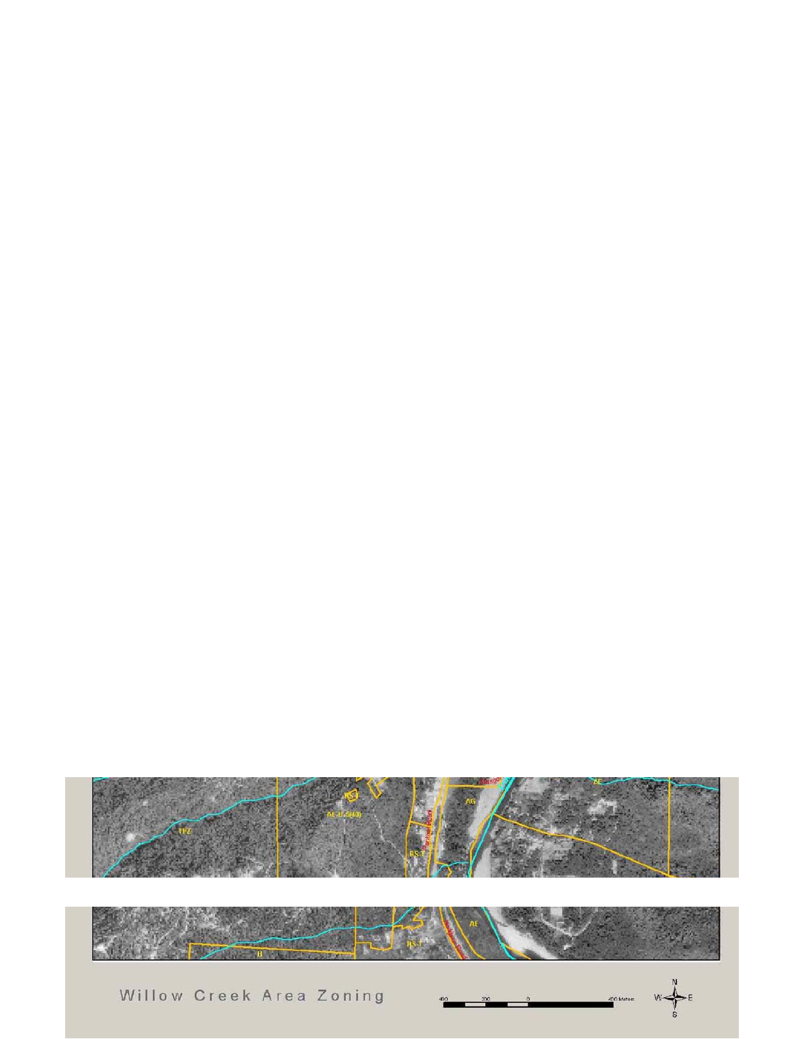Willow Creek Area Zoning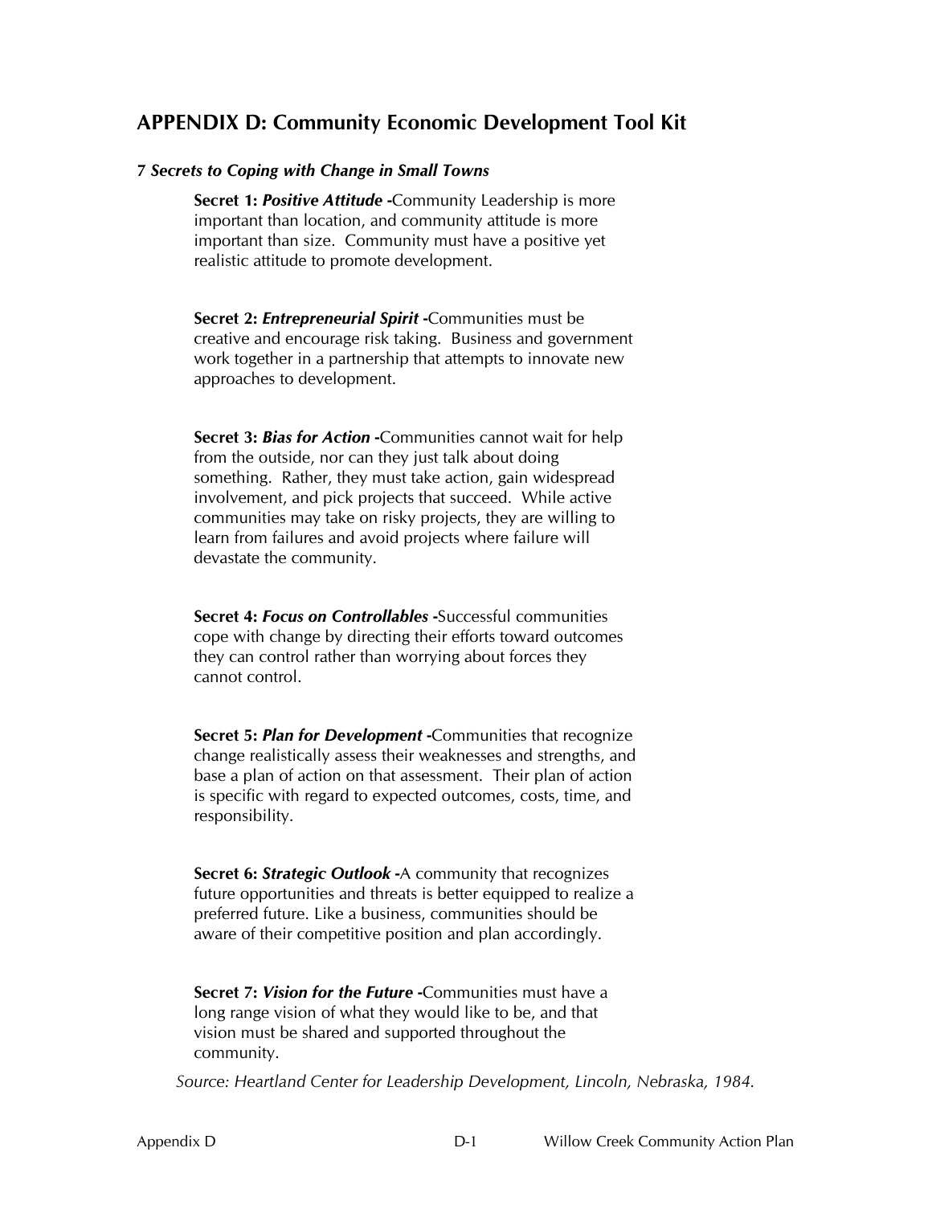# APPENDIX D: Community Economic Development Tool Kit

### *7 Secrets to Coping with Change in Small Towns*

**Secret 1:** ***Positive Attitude -***Community Leadership is more important than location, and community attitude is more important than size. Community must have a positive yet realistic attitude to promote development.

**Secret 2:** ***Entrepreneurial Spirit -***Communities must be creative and encourage risk taking. Business and government work together in a partnership that attempts to innovate new approaches to development.

**Secret 3:** ***Bias for Action -***Communities cannot wait for help from the outside, nor can they just talk about doing something. Rather, they must take action, gain widespread involvement, and pick projects that succeed. While active communities may take on risky projects, they are willing to learn from failures and avoid projects where failure will devastate the community.

**Secret 4:** ***Focus on Controllables -***Successful communities cope with change by directing their efforts toward outcomes they can control rather than worrying about forces they cannot control.

**Secret 5:** ***Plan for Development -***Communities that recognize change realistically assess their weaknesses and strengths, and base a plan of action on that assessment. Their plan of action is specific with regard to expected outcomes, costs, time, and responsibility.

**Secret 6:** ***Strategic Outlook -***A community that recognizes future opportunities and threats is better equipped to realize a preferred future. Like a business, communities should be aware of their competitive position and plan accordingly.

**Secret 7:** ***Vision for the Future -***Communities must have a long range vision of what they would like to be, and that vision must be shared and supported throughout the community.

*Source: Heartland Center for Leadership Development, Lincoln, Nebraska, 1984.*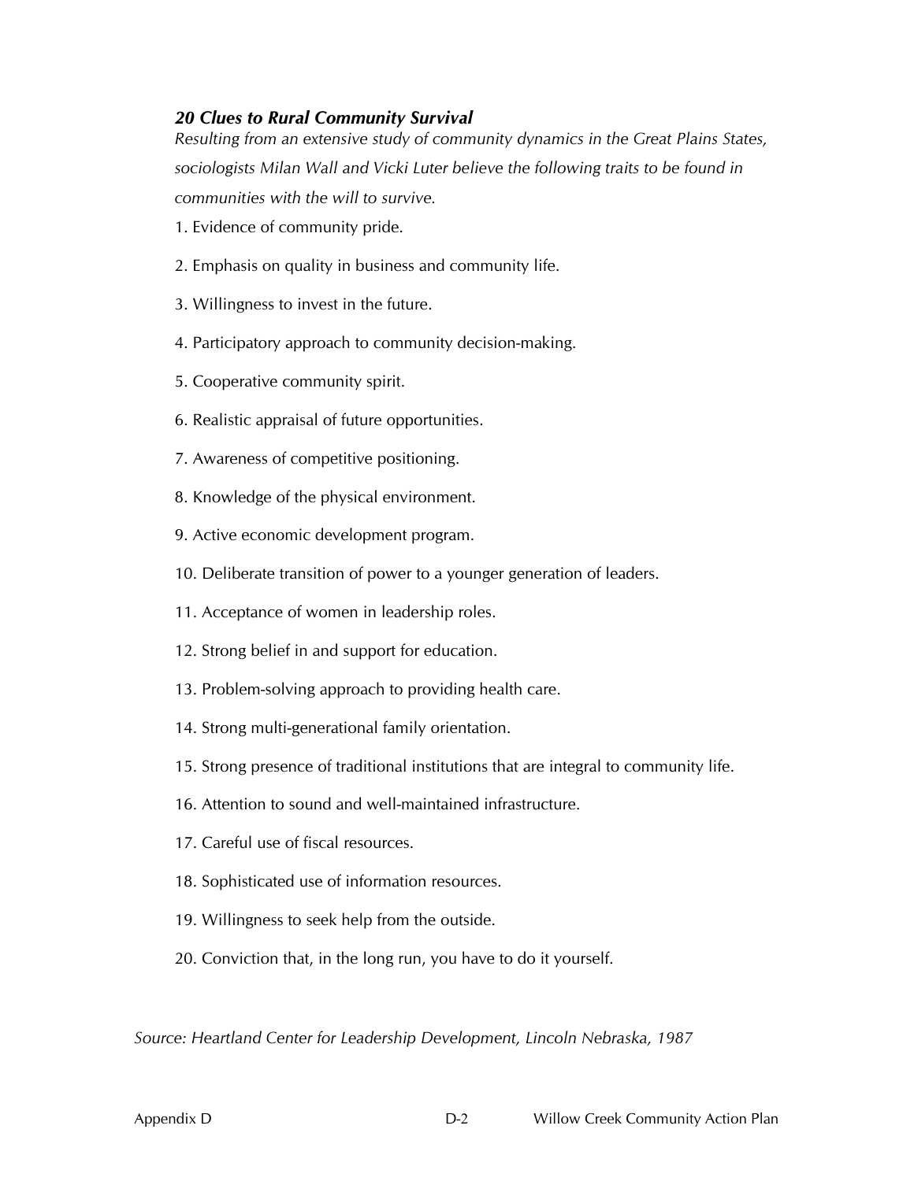### *20 Clues to Rural Community Survival*

*Resulting from an extensive study of community dynamics in the Great Plains States, sociologists Milan Wall and Vicki Luter believe the following traits to be found in communities with the will to survive.*

1. Evidence of community pride.
2. Emphasis on quality in business and community life.
3. Willingness to invest in the future.
4. Participatory approach to community decision-making.
5. Cooperative community spirit.
6. Realistic appraisal of future opportunities.
7. Awareness of competitive positioning.
8. Knowledge of the physical environment.
9. Active economic development program.
10. Deliberate transition of power to a younger generation of leaders.
11. Acceptance of women in leadership roles.
12. Strong belief in and support for education.
13. Problem-solving approach to providing health care.
14. Strong multi-generational family orientation.
15. Strong presence of traditional institutions that are integral to community life.
16. Attention to sound and well-maintained infrastructure.
17. Careful use of fiscal resources.
18. Sophisticated use of information resources.
19. Willingness to seek help from the outside.
20. Conviction that, in the long run, you have to do it yourself.

*Source: Heartland Center for Leadership Development, Lincoln Nebraska, 1987*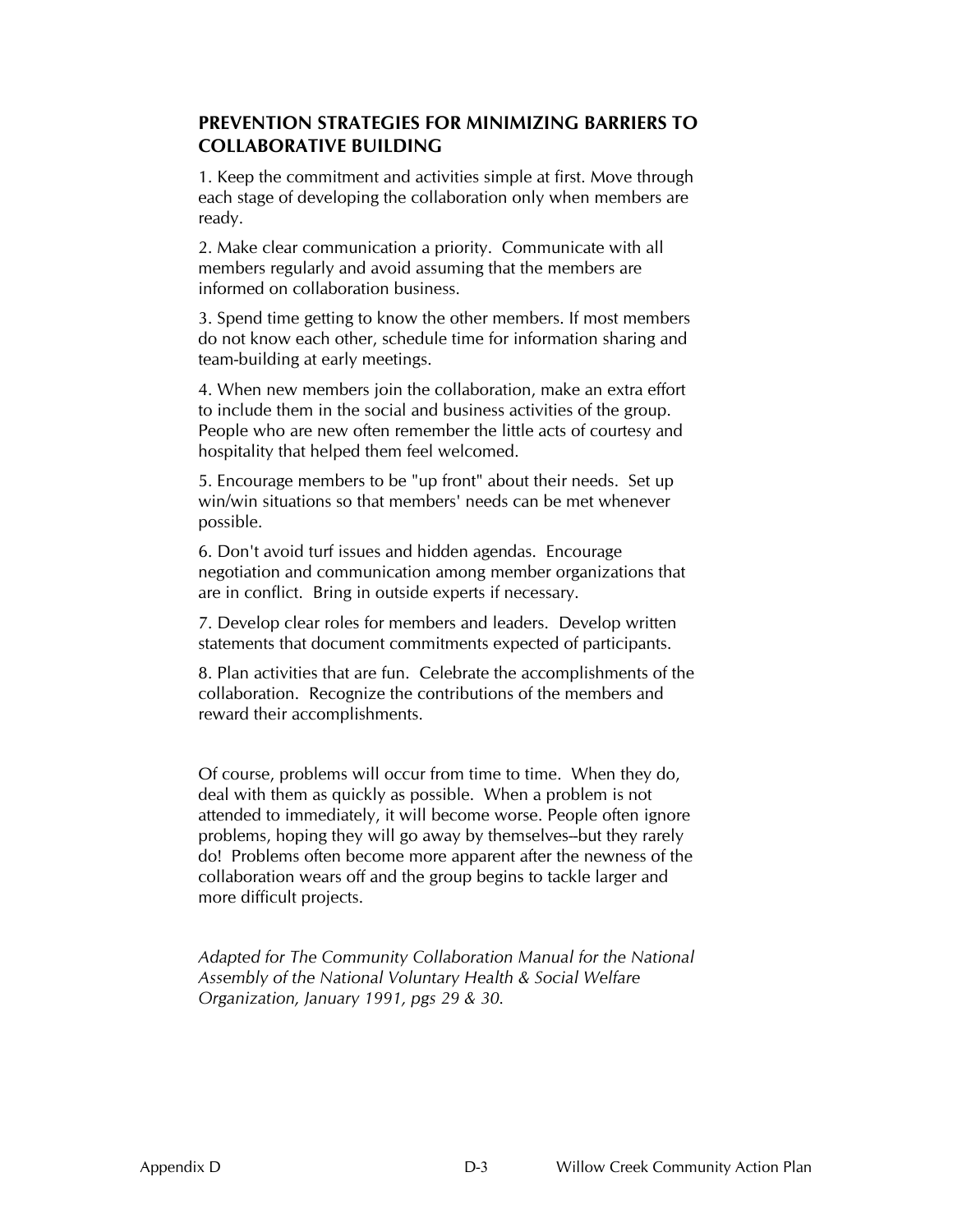## PREVENTION STRATEGIES FOR MINIMIZING BARRIERS TO COLLABORATIVE BUILDING

1. Keep the commitment and activities simple at first. Move through each stage of developing the collaboration only when members are ready.

2. Make clear communication a priority. Communicate with all members regularly and avoid assuming that the members are informed on collaboration business.

3. Spend time getting to know the other members. If most members do not know each other, schedule time for information sharing and team-building at early meetings.

4. When new members join the collaboration, make an extra effort to include them in the social and business activities of the group. People who are new often remember the little acts of courtesy and hospitality that helped them feel welcomed.

5. Encourage members to be "up front" about their needs. Set up win/win situations so that members' needs can be met whenever possible.

6. Don't avoid turf issues and hidden agendas. Encourage negotiation and communication among member organizations that are in conflict. Bring in outside experts if necessary.

7. Develop clear roles for members and leaders. Develop written statements that document commitments expected of participants.

8. Plan activities that are fun. Celebrate the accomplishments of the collaboration. Recognize the contributions of the members and reward their accomplishments.

Of course, problems will occur from time to time. When they do, deal with them as quickly as possible. When a problem is not attended to immediately, it will become worse. People often ignore problems, hoping they will go away by themselves--but they rarely do! Problems often become more apparent after the newness of the collaboration wears off and the group begins to tackle larger and more difficult projects.

*Adapted for The Community Collaboration Manual for the National Assembly of the National Voluntary Health & Social Welfare Organization, January 1991, pgs 29 & 30.*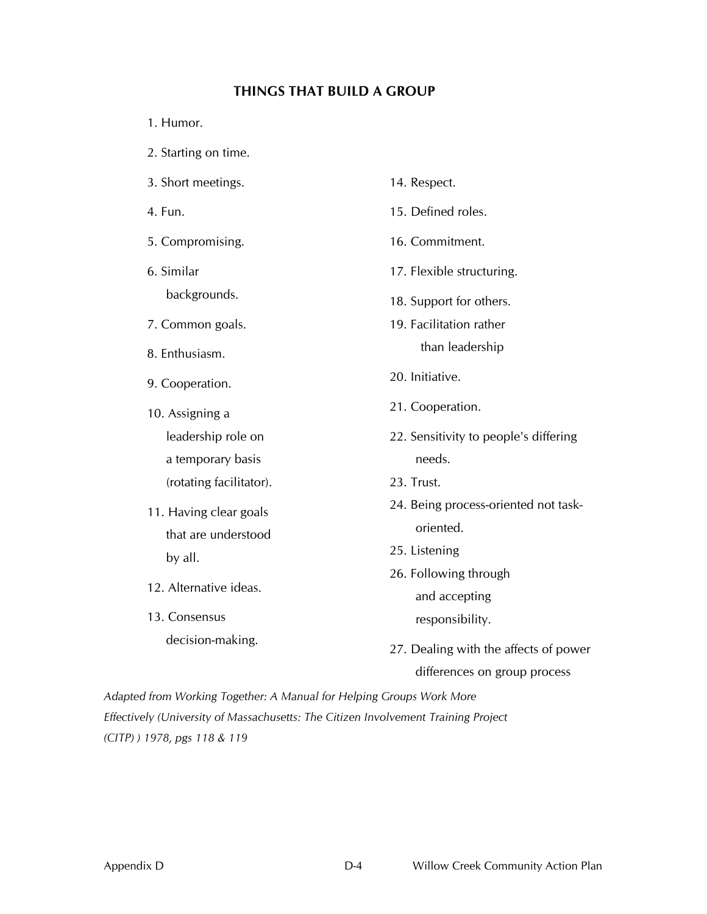## THINGS THAT BUILD A GROUP

1. Humor.
2. Starting on time.
3. Short meetings.
4. Fun.
5. Compromising.
6. Similar backgrounds.
7. Common goals.
8. Enthusiasm.
9. Cooperation.
10. Assigning a leadership role on a temporary basis (rotating facilitator).
11. Having clear goals that are understood by all.
12. Alternative ideas.
13. Consensus decision-making.
14. Respect.
15. Defined roles.
16. Commitment.
17. Flexible structuring.
18. Support for others.
19. Facilitation rather than leadership
20. Initiative.
21. Cooperation.
22. Sensitivity to people's differing needs.
23. Trust.
24. Being process-oriented not task-oriented.
25. Listening
26. Following through and accepting responsibility.
27. Dealing with the affects of power differences on group process

*Adapted from Working Together: A Manual for Helping Groups Work More Effectively (University of Massachusetts: The Citizen Involvement Training Project (CITP) ) 1978, pgs 118 & 119*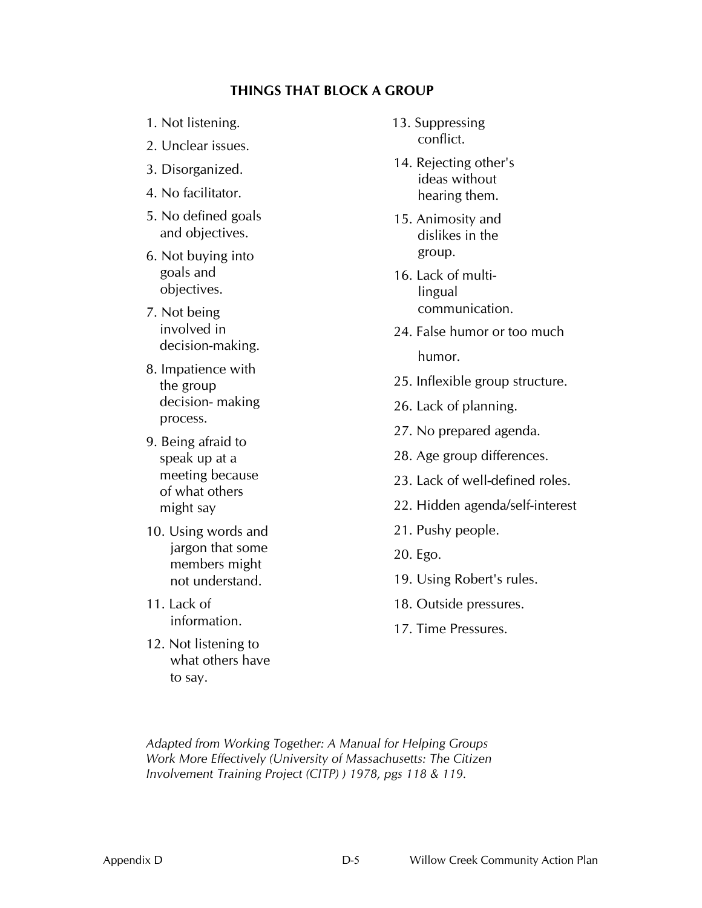## THINGS THAT BLOCK A GROUP

1. Not listening.
2. Unclear issues.
3. Disorganized.
4. No facilitator.
5. No defined goals and objectives.
6. Not buying into goals and objectives.
7. Not being involved in decision-making.
8. Impatience with the group decision- making process.
9. Being afraid to speak up at a meeting because of what others might say
10. Using words and jargon that some members might not understand.
11. Lack of information.
12. Not listening to what others have to say.
13. Suppressing conflict.
14. Rejecting other's ideas without hearing them.
15. Animosity and dislikes in the group.
16. Lack of multi-lingual communication.

24. False humor or too much humor.
25. Inflexible group structure.
26. Lack of planning.
27. No prepared agenda.
28. Age group differences.
23. Lack of well-defined roles.
22. Hidden agenda/self-interest
21. Pushy people.
20. Ego.
19. Using Robert's rules.
18. Outside pressures.
17. Time Pressures.

*Adapted from Working Together: A Manual for Helping Groups Work More Effectively (University of Massachusetts: The Citizen Involvement Training Project (CITP) ) 1978, pgs 118 & 119.*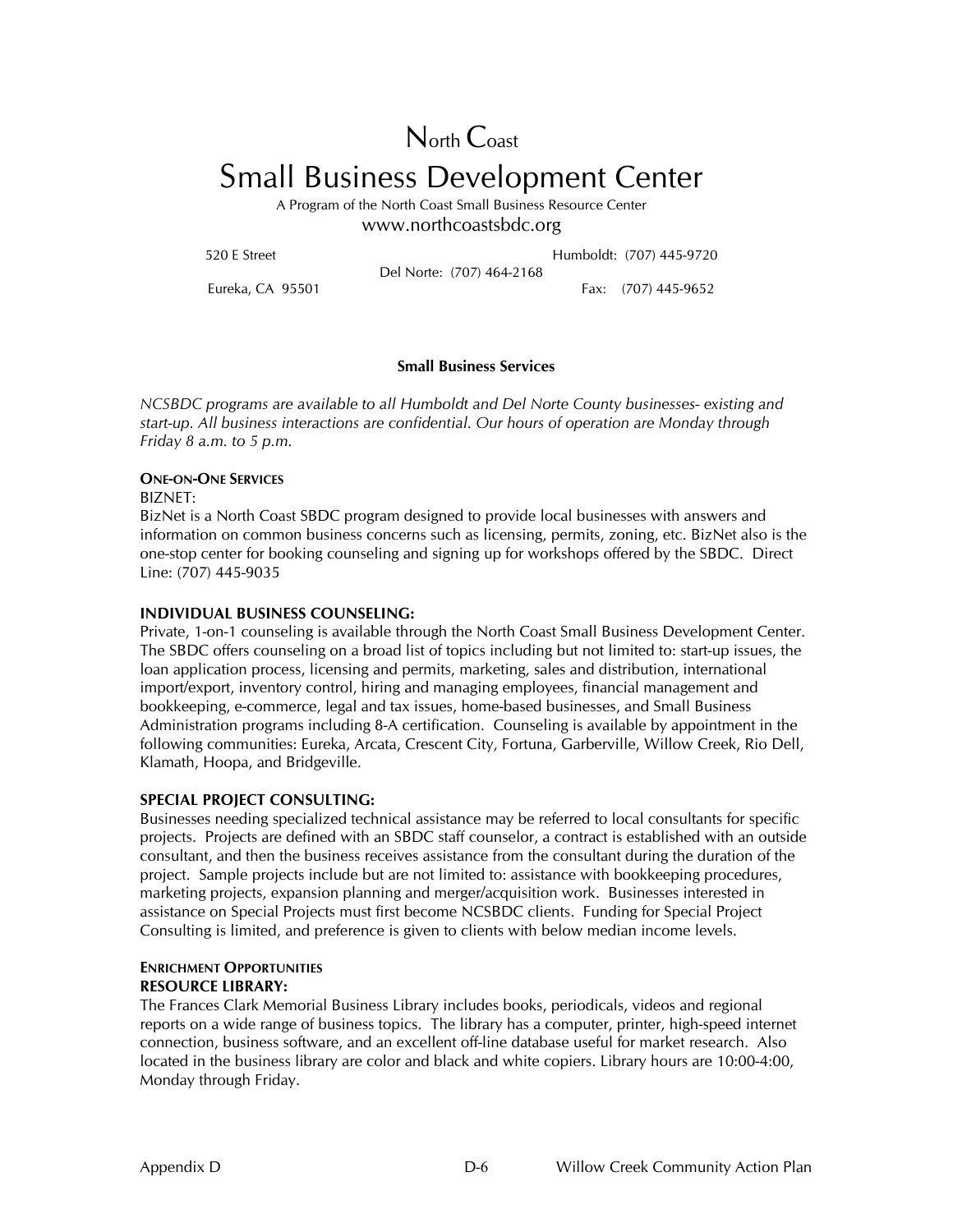# North Coast Small Business Development Center

A Program of the North Coast Small Business Resource Center

www.northcoastsbdc.org

520 E Street
Eureka, CA 95501

Del Norte: (707) 464-2168

Humboldt: (707) 445-9720
Fax: (707) 445-9652

**Small Business Services**

*NCSBDC programs are available to all Humboldt and Del Norte County businesses- existing and start-up. All business interactions are confidential. Our hours of operation are Monday through Friday 8 a.m. to 5 p.m.*

**ONE-ON-ONE SERVICES**

BIZNET:

BizNet is a North Coast SBDC program designed to provide local businesses with answers and information on common business concerns such as licensing, permits, zoning, etc. BizNet also is the one-stop center for booking counseling and signing up for workshops offered by the SBDC. Direct Line: (707) 445-9035

**INDIVIDUAL BUSINESS COUNSELING:**

Private, 1-on-1 counseling is available through the North Coast Small Business Development Center. The SBDC offers counseling on a broad list of topics including but not limited to: start-up issues, the loan application process, licensing and permits, marketing, sales and distribution, international import/export, inventory control, hiring and managing employees, financial management and bookkeeping, e-commerce, legal and tax issues, home-based businesses, and Small Business Administration programs including 8-A certification. Counseling is available by appointment in the following communities: Eureka, Arcata, Crescent City, Fortuna, Garberville, Willow Creek, Rio Dell, Klamath, Hoopa, and Bridgeville.

**SPECIAL PROJECT CONSULTING:**

Businesses needing specialized technical assistance may be referred to local consultants for specific projects. Projects are defined with an SBDC staff counselor, a contract is established with an outside consultant, and then the business receives assistance from the consultant during the duration of the project. Sample projects include but are not limited to: assistance with bookkeeping procedures, marketing projects, expansion planning and merger/acquisition work. Businesses interested in assistance on Special Projects must first become NCSBDC clients. Funding for Special Project Consulting is limited, and preference is given to clients with below median income levels.

**ENRICHMENT OPPORTUNITIES**

**RESOURCE LIBRARY:**

The Frances Clark Memorial Business Library includes books, periodicals, videos and regional reports on a wide range of business topics. The library has a computer, printer, high-speed internet connection, business software, and an excellent off-line database useful for market research. Also located in the business library are color and black and white copiers. Library hours are 10:00-4:00, Monday through Friday.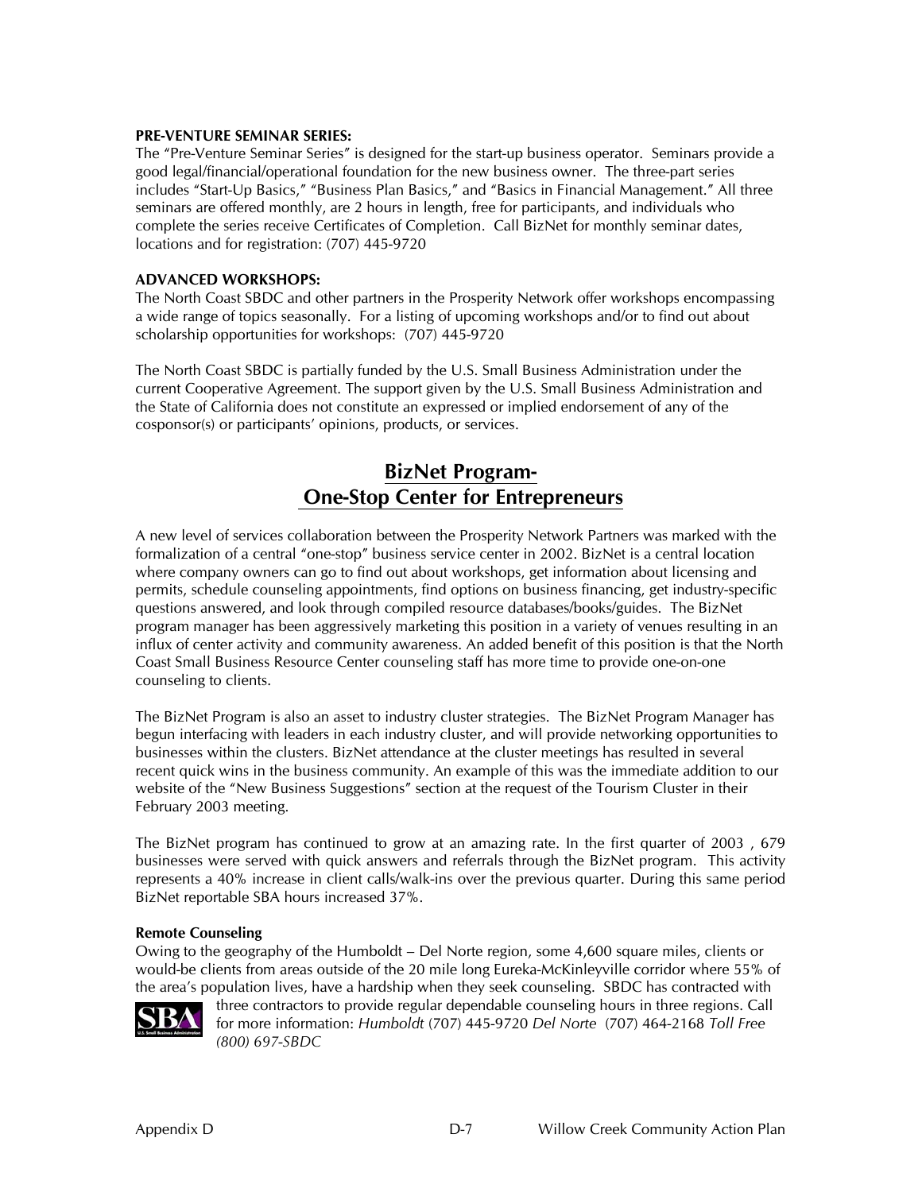**PRE-VENTURE SEMINAR SERIES:**
The "Pre-Venture Seminar Series" is designed for the start-up business operator. Seminars provide a good legal/financial/operational foundation for the new business owner. The three-part series includes "Start-Up Basics," "Business Plan Basics," and "Basics in Financial Management." All three seminars are offered monthly, are 2 hours in length, free for participants, and individuals who complete the series receive Certificates of Completion. Call BizNet for monthly seminar dates, locations and for registration: (707) 445-9720

**ADVANCED WORKSHOPS:**
The North Coast SBDC and other partners in the Prosperity Network offer workshops encompassing a wide range of topics seasonally. For a listing of upcoming workshops and/or to find out about scholarship opportunities for workshops: (707) 445-9720

The North Coast SBDC is partially funded by the U.S. Small Business Administration under the current Cooperative Agreement. The support given by the U.S. Small Business Administration and the State of California does not constitute an expressed or implied endorsement of any of the cosponsor(s) or participants' opinions, products, or services.

## BizNet Program- One-Stop Center for Entrepreneurs

A new level of services collaboration between the Prosperity Network Partners was marked with the formalization of a central "one-stop" business service center in 2002. BizNet is a central location where company owners can go to find out about workshops, get information about licensing and permits, schedule counseling appointments, find options on business financing, get industry-specific questions answered, and look through compiled resource databases/books/guides. The BizNet program manager has been aggressively marketing this position in a variety of venues resulting in an influx of center activity and community awareness. An added benefit of this position is that the North Coast Small Business Resource Center counseling staff has more time to provide one-on-one counseling to clients.

The BizNet Program is also an asset to industry cluster strategies. The BizNet Program Manager has begun interfacing with leaders in each industry cluster, and will provide networking opportunities to businesses within the clusters. BizNet attendance at the cluster meetings has resulted in several recent quick wins in the business community. An example of this was the immediate addition to our website of the "New Business Suggestions" section at the request of the Tourism Cluster in their February 2003 meeting.

The BizNet program has continued to grow at an amazing rate. In the first quarter of 2003 , 679 businesses were served with quick answers and referrals through the BizNet program. This activity represents a 40% increase in client calls/walk-ins over the previous quarter. During this same period BizNet reportable SBA hours increased 37%.

**Remote Counseling**
Owing to the geography of the Humboldt – Del Norte region, some 4,600 square miles, clients or would-be clients from areas outside of the 20 mile long Eureka-McKinleyville corridor where 55% of the area's population lives, have a hardship when they seek counseling. SBDC has contracted with three contractors to provide regular dependable counseling hours in three regions. Call for more information: *Humboldt* (707) 445-9720 *Del Norte* (707) 464-2168 *Toll Free (800) 697-SBDC*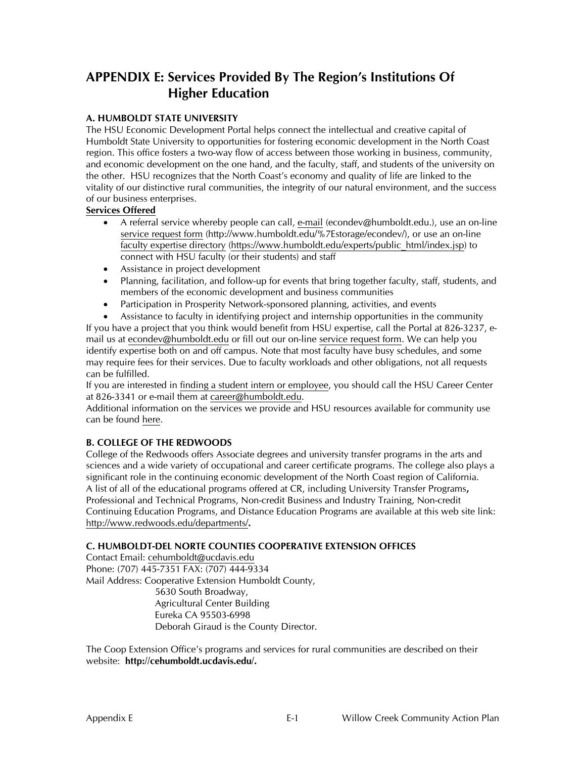# APPENDIX E: Services Provided By The Region's Institutions Of Higher Education

### A. HUMBOLDT STATE UNIVERSITY

The HSU Economic Development Portal helps connect the intellectual and creative capital of Humboldt State University to opportunities for fostering economic development in the North Coast region. This office fosters a two-way flow of access between those working in business, community, and economic development on the one hand, and the faculty, staff, and students of the university on the other. HSU recognizes that the North Coast's economy and quality of life are linked to the vitality of our distinctive rural communities, the integrity of our natural environment, and the success of our business enterprises.

**Services Offered**

- A referral service whereby people can call, e-mail (econdev@humboldt.edu.), use an on-line service request form (http://www.humboldt.edu/%7Estorage/econdev/), or use an on-line faculty expertise directory (https://www.humboldt.edu/experts/public_html/index.jsp) to connect with HSU faculty (or their students) and staff
- Assistance in project development
- Planning, facilitation, and follow-up for events that bring together faculty, staff, students, and members of the economic development and business communities
- Participation in Prosperity Network-sponsored planning, activities, and events
- Assistance to faculty in identifying project and internship opportunities in the community

If you have a project that you think would benefit from HSU expertise, call the Portal at 826-3237, e-mail us at econdev@humboldt.edu or fill out our on-line service request form. We can help you identify expertise both on and off campus. Note that most faculty have busy schedules, and some may require fees for their services. Due to faculty workloads and other obligations, not all requests can be fulfilled.

If you are interested in finding a student intern or employee, you should call the HSU Career Center at 826-3341 or e-mail them at career@humboldt.edu.

Additional information on the services we provide and HSU resources available for community use can be found here.

### B. COLLEGE OF THE REDWOODS

College of the Redwoods offers Associate degrees and university transfer programs in the arts and sciences and a wide variety of occupational and career certificate programs. The college also plays a significant role in the continuing economic development of the North Coast region of California. A list of all of the educational programs offered at CR, including University Transfer Programs**,** Professional and Technical Programs, Non-credit Business and Industry Training, Non-credit Continuing Education Programs, and Distance Education Programs are available at this web site link: http://www.redwoods.edu/departments/**.**

### C. HUMBOLDT-DEL NORTE COUNTIES COOPERATIVE EXTENSION OFFICES

Contact Email: cehumboldt@ucdavis.edu
Phone: (707) 445-7351 FAX: (707) 444-9334
Mail Address: Cooperative Extension Humboldt County,
5630 South Broadway,
Agricultural Center Building
Eureka CA 95503-6998
Deborah Giraud is the County Director.

The Coop Extension Office's programs and services for rural communities are described on their website: **http://cehumboldt.ucdavis.edu/.**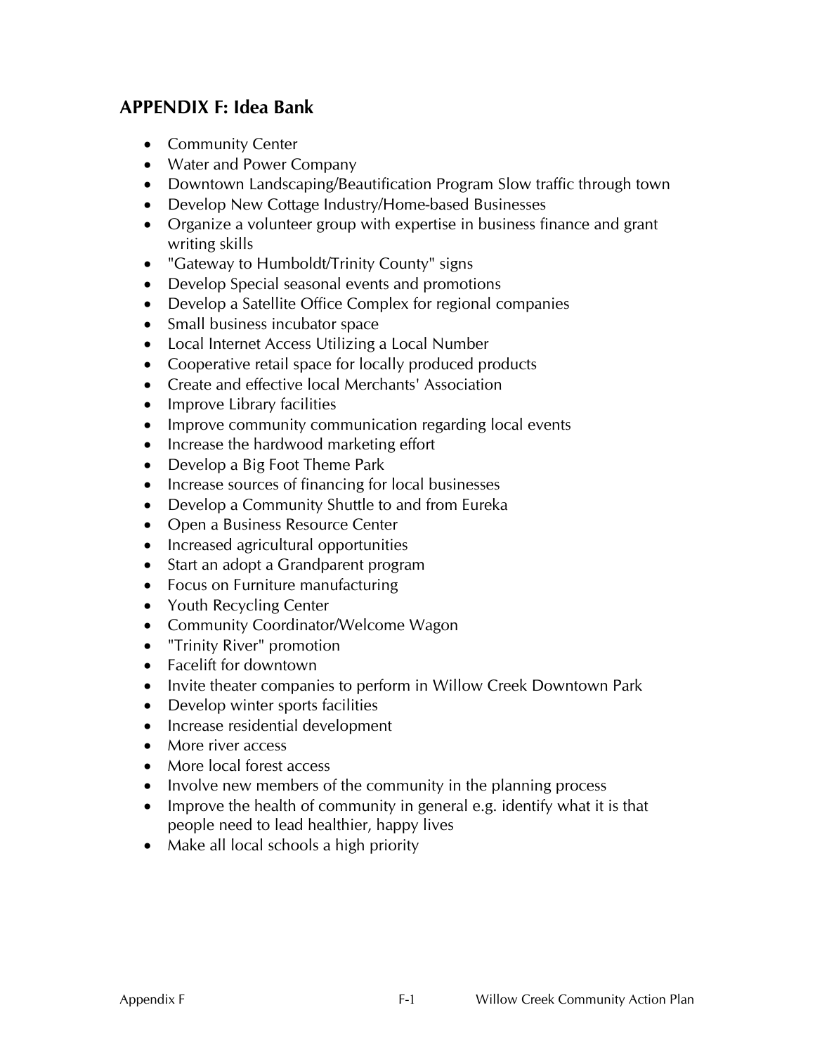## APPENDIX F: Idea Bank

- Community Center
- Water and Power Company
- Downtown Landscaping/Beautification Program Slow traffic through town
- Develop New Cottage Industry/Home-based Businesses
- Organize a volunteer group with expertise in business finance and grant writing skills
- "Gateway to Humboldt/Trinity County" signs
- Develop Special seasonal events and promotions
- Develop a Satellite Office Complex for regional companies
- Small business incubator space
- Local Internet Access Utilizing a Local Number
- Cooperative retail space for locally produced products
- Create and effective local Merchants' Association
- Improve Library facilities
- Improve community communication regarding local events
- Increase the hardwood marketing effort
- Develop a Big Foot Theme Park
- Increase sources of financing for local businesses
- Develop a Community Shuttle to and from Eureka
- Open a Business Resource Center
- Increased agricultural opportunities
- Start an adopt a Grandparent program
- Focus on Furniture manufacturing
- Youth Recycling Center
- Community Coordinator/Welcome Wagon
- "Trinity River" promotion
- Facelift for downtown
- Invite theater companies to perform in Willow Creek Downtown Park
- Develop winter sports facilities
- Increase residential development
- More river access
- More local forest access
- Involve new members of the community in the planning process
- Improve the health of community in general e.g. identify what it is that people need to lead healthier, happy lives
- Make all local schools a high priority